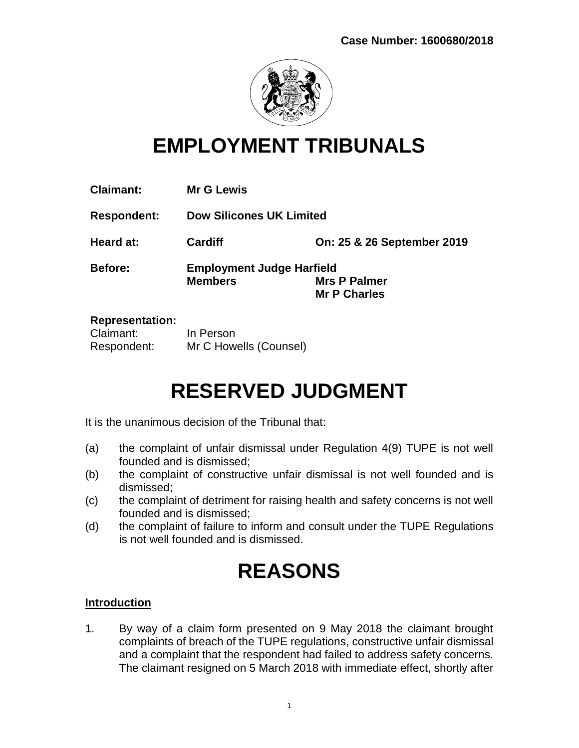**Case Number: 1600680/2018**

# EMPLOYMENT TRIBUNALS

**Claimant:** **Mr G Lewis**

**Respondent:** **Dow Silicones UK Limited**

**Heard at:** **Cardiff** **On: 25 & 26 September 2019**

**Before:** **Employment Judge Harfield**
**Members** **Mrs P Palmer**
**Mr P Charles**

**Representation:**
Claimant: In Person
Respondent: Mr C Howells (Counsel)

# RESERVED JUDGMENT

It is the unanimous decision of the Tribunal that:

(a) the complaint of unfair dismissal under Regulation 4(9) TUPE is not well founded and is dismissed;
(b) the complaint of constructive unfair dismissal is not well founded and is dismissed;
(c) the complaint of detriment for raising health and safety concerns is not well founded and is dismissed;
(d) the complaint of failure to inform and consult under the TUPE Regulations is not well founded and is dismissed.

# REASONS

## Introduction

1. By way of a claim form presented on 9 May 2018 the claimant brought complaints of breach of the TUPE regulations, constructive unfair dismissal and a complaint that the respondent had failed to address safety concerns. The claimant resigned on 5 March 2018 with immediate effect, shortly after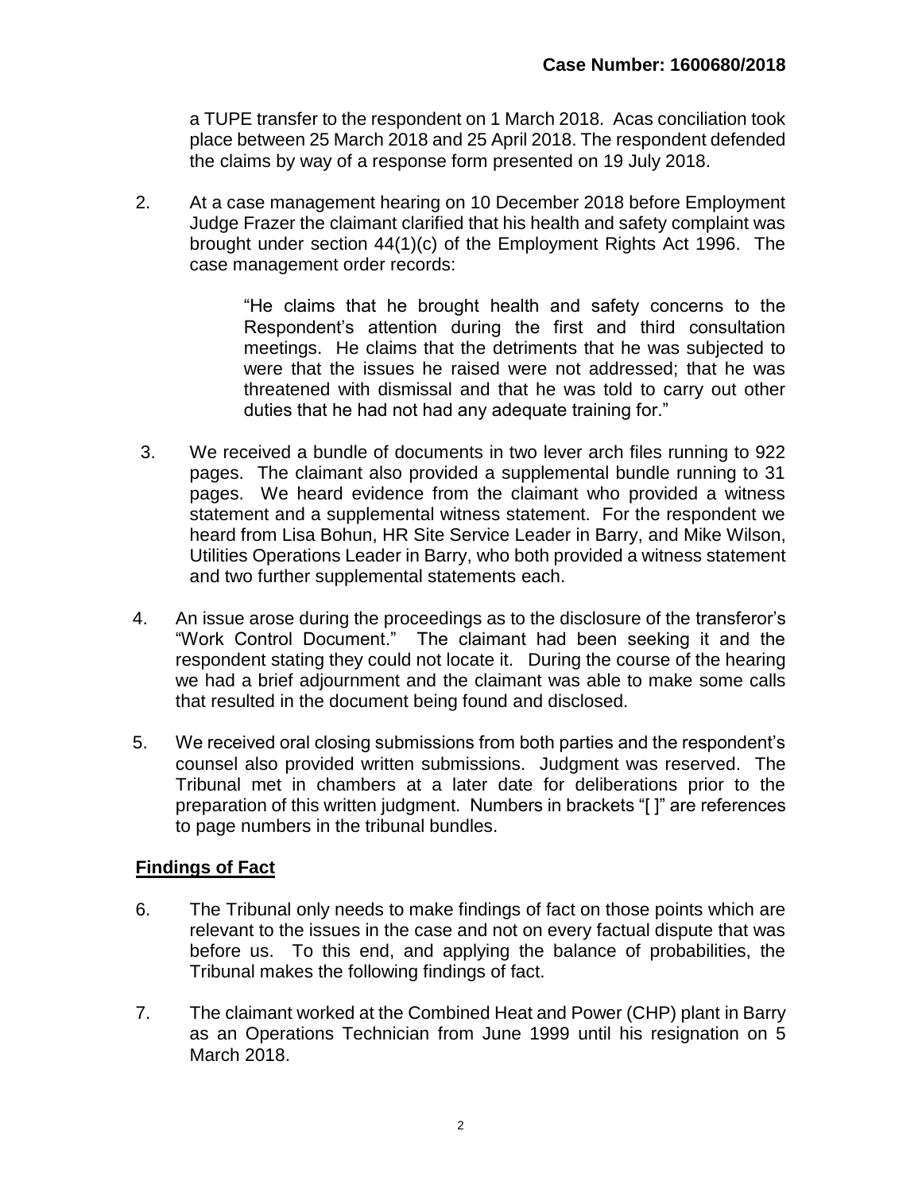a TUPE transfer to the respondent on 1 March 2018. Acas conciliation took place between 25 March 2018 and 25 April 2018. The respondent defended the claims by way of a response form presented on 19 July 2018.

2. At a case management hearing on 10 December 2018 before Employment Judge Frazer the claimant clarified that his health and safety complaint was brought under section 44(1)(c) of the Employment Rights Act 1996. The case management order records:

> "He claims that he brought health and safety concerns to the Respondent's attention during the first and third consultation meetings. He claims that the detriments that he was subjected to were that the issues he raised were not addressed; that he was threatened with dismissal and that he was told to carry out other duties that he had not had any adequate training for."

3. We received a bundle of documents in two lever arch files running to 922 pages. The claimant also provided a supplemental bundle running to 31 pages. We heard evidence from the claimant who provided a witness statement and a supplemental witness statement. For the respondent we heard from Lisa Bohun, HR Site Service Leader in Barry, and Mike Wilson, Utilities Operations Leader in Barry, who both provided a witness statement and two further supplemental statements each.

4. An issue arose during the proceedings as to the disclosure of the transferor's "Work Control Document." The claimant had been seeking it and the respondent stating they could not locate it. During the course of the hearing we had a brief adjournment and the claimant was able to make some calls that resulted in the document being found and disclosed.

5. We received oral closing submissions from both parties and the respondent's counsel also provided written submissions. Judgment was reserved. The Tribunal met in chambers at a later date for deliberations prior to the preparation of this written judgment. Numbers in brackets "[ ]" are references to page numbers in the tribunal bundles.

## Findings of Fact

6. The Tribunal only needs to make findings of fact on those points which are relevant to the issues in the case and not on every factual dispute that was before us. To this end, and applying the balance of probabilities, the Tribunal makes the following findings of fact.

7. The claimant worked at the Combined Heat and Power (CHP) plant in Barry as an Operations Technician from June 1999 until his resignation on 5 March 2018.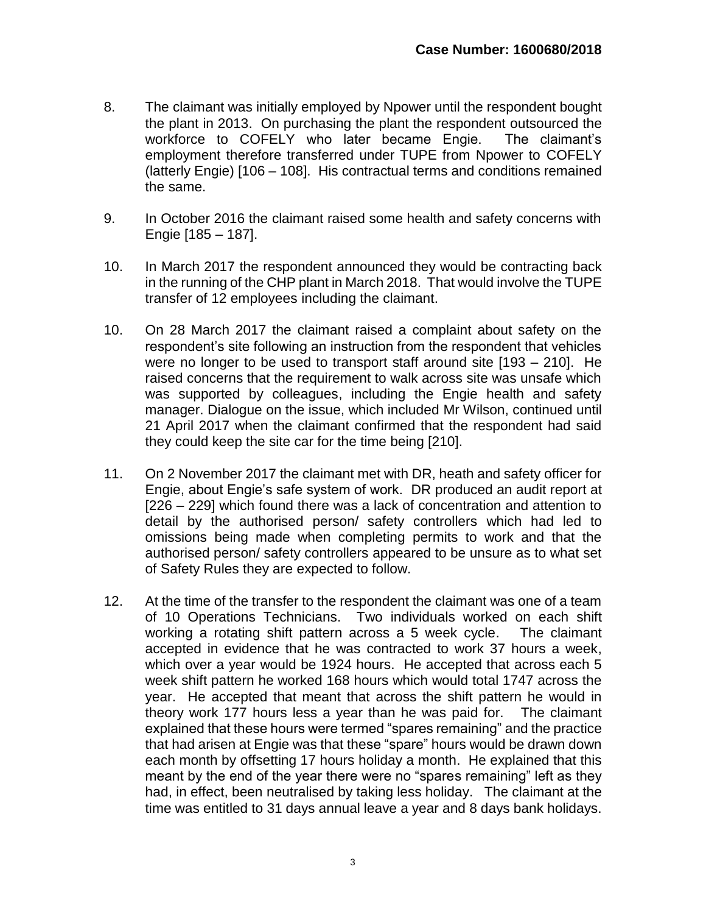8. The claimant was initially employed by Npower until the respondent bought the plant in 2013. On purchasing the plant the respondent outsourced the workforce to COFELY who later became Engie. The claimant's employment therefore transferred under TUPE from Npower to COFELY (latterly Engie) [106 – 108]. His contractual terms and conditions remained the same.

9. In October 2016 the claimant raised some health and safety concerns with Engie [185 – 187].

10. In March 2017 the respondent announced they would be contracting back in the running of the CHP plant in March 2018. That would involve the TUPE transfer of 12 employees including the claimant.

10. On 28 March 2017 the claimant raised a complaint about safety on the respondent's site following an instruction from the respondent that vehicles were no longer to be used to transport staff around site [193 – 210]. He raised concerns that the requirement to walk across site was unsafe which was supported by colleagues, including the Engie health and safety manager. Dialogue on the issue, which included Mr Wilson, continued until 21 April 2017 when the claimant confirmed that the respondent had said they could keep the site car for the time being [210].

11. On 2 November 2017 the claimant met with DR, heath and safety officer for Engie, about Engie's safe system of work. DR produced an audit report at [226 – 229] which found there was a lack of concentration and attention to detail by the authorised person/ safety controllers which had led to omissions being made when completing permits to work and that the authorised person/ safety controllers appeared to be unsure as to what set of Safety Rules they are expected to follow.

12. At the time of the transfer to the respondent the claimant was one of a team of 10 Operations Technicians. Two individuals worked on each shift working a rotating shift pattern across a 5 week cycle. The claimant accepted in evidence that he was contracted to work 37 hours a week, which over a year would be 1924 hours. He accepted that across each 5 week shift pattern he worked 168 hours which would total 1747 across the year. He accepted that meant that across the shift pattern he would in theory work 177 hours less a year than he was paid for. The claimant explained that these hours were termed "spares remaining" and the practice that had arisen at Engie was that these "spare" hours would be drawn down each month by offsetting 17 hours holiday a month. He explained that this meant by the end of the year there were no "spares remaining" left as they had, in effect, been neutralised by taking less holiday. The claimant at the time was entitled to 31 days annual leave a year and 8 days bank holidays.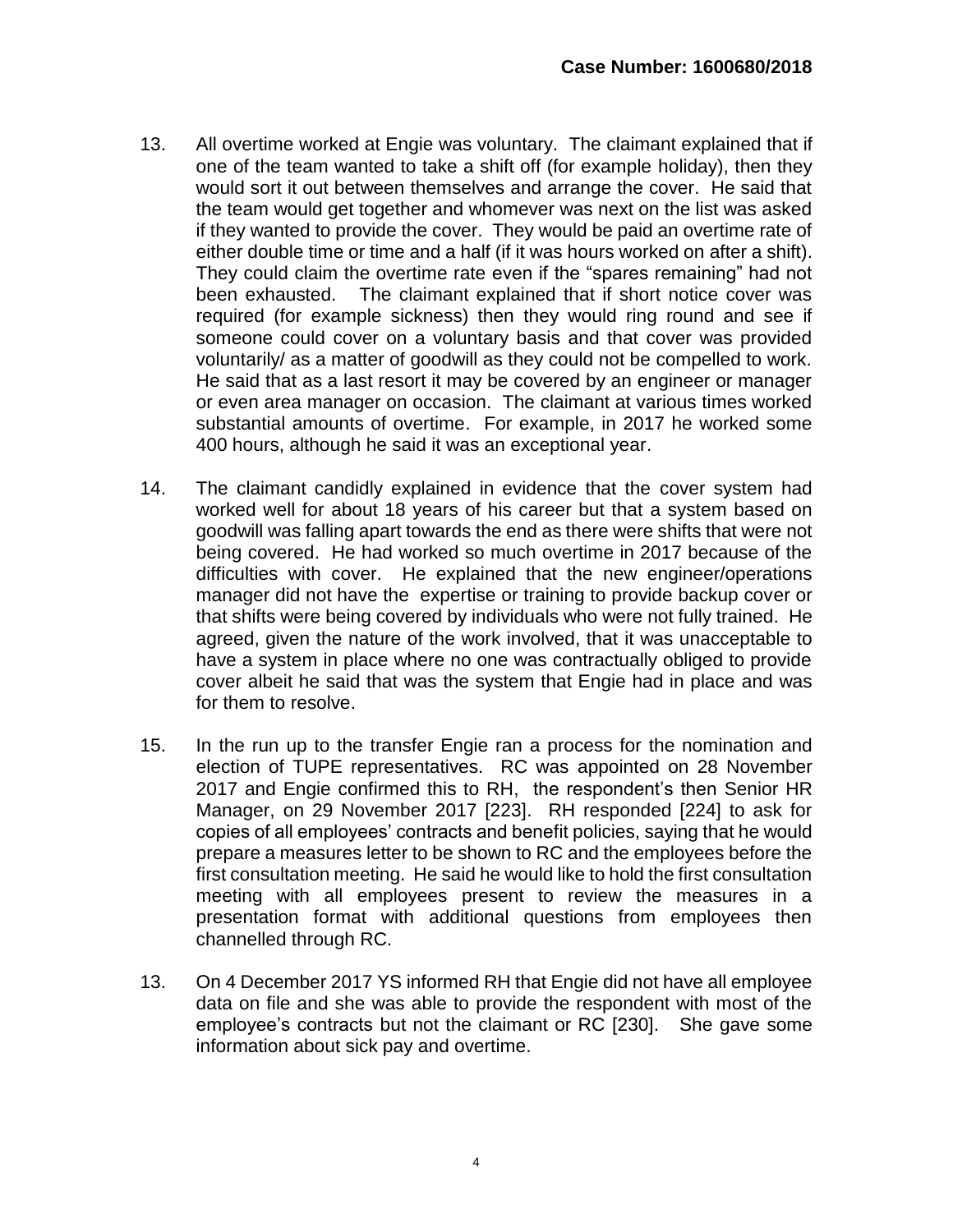13. All overtime worked at Engie was voluntary. The claimant explained that if one of the team wanted to take a shift off (for example holiday), then they would sort it out between themselves and arrange the cover. He said that the team would get together and whomever was next on the list was asked if they wanted to provide the cover. They would be paid an overtime rate of either double time or time and a half (if it was hours worked on after a shift). They could claim the overtime rate even if the "spares remaining" had not been exhausted. The claimant explained that if short notice cover was required (for example sickness) then they would ring round and see if someone could cover on a voluntary basis and that cover was provided voluntarily/ as a matter of goodwill as they could not be compelled to work. He said that as a last resort it may be covered by an engineer or manager or even area manager on occasion. The claimant at various times worked substantial amounts of overtime. For example, in 2017 he worked some 400 hours, although he said it was an exceptional year.

14. The claimant candidly explained in evidence that the cover system had worked well for about 18 years of his career but that a system based on goodwill was falling apart towards the end as there were shifts that were not being covered. He had worked so much overtime in 2017 because of the difficulties with cover. He explained that the new engineer/operations manager did not have the expertise or training to provide backup cover or that shifts were being covered by individuals who were not fully trained. He agreed, given the nature of the work involved, that it was unacceptable to have a system in place where no one was contractually obliged to provide cover albeit he said that was the system that Engie had in place and was for them to resolve.

15. In the run up to the transfer Engie ran a process for the nomination and election of TUPE representatives. RC was appointed on 28 November 2017 and Engie confirmed this to RH, the respondent's then Senior HR Manager, on 29 November 2017 [223]. RH responded [224] to ask for copies of all employees' contracts and benefit policies, saying that he would prepare a measures letter to be shown to RC and the employees before the first consultation meeting. He said he would like to hold the first consultation meeting with all employees present to review the measures in a presentation format with additional questions from employees then channelled through RC.

13. On 4 December 2017 YS informed RH that Engie did not have all employee data on file and she was able to provide the respondent with most of the employee's contracts but not the claimant or RC [230]. She gave some information about sick pay and overtime.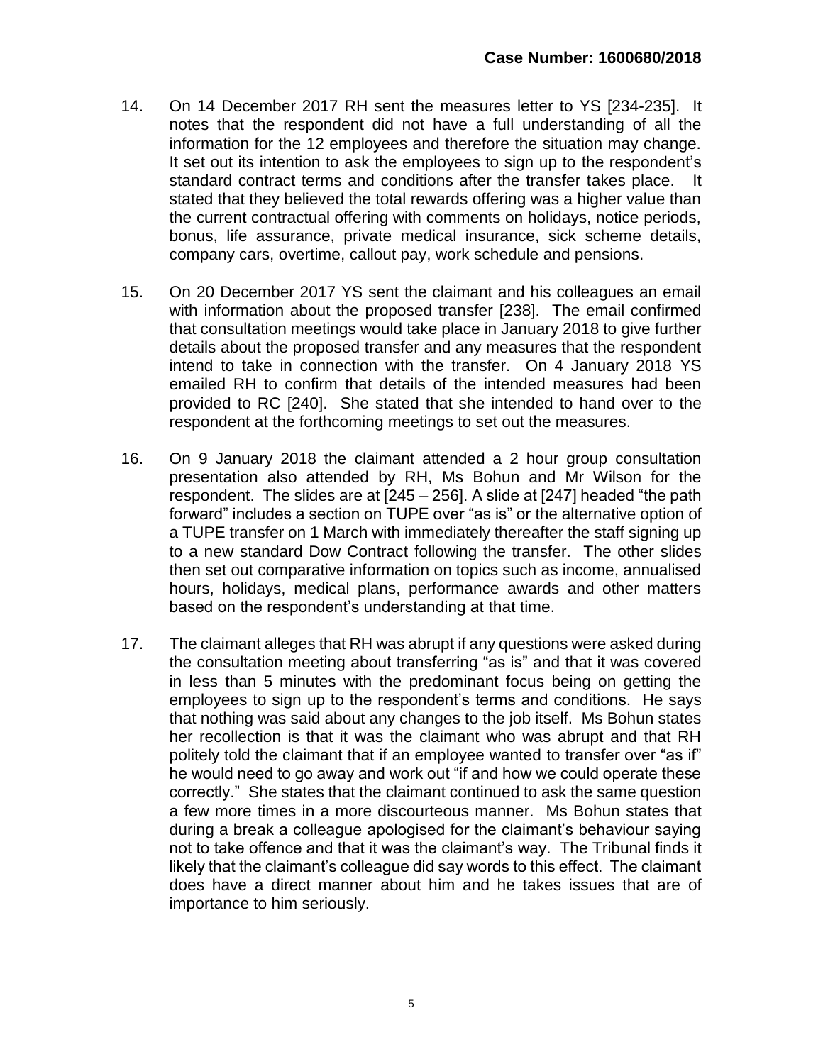14. On 14 December 2017 RH sent the measures letter to YS [234-235]. It notes that the respondent did not have a full understanding of all the information for the 12 employees and therefore the situation may change. It set out its intention to ask the employees to sign up to the respondent's standard contract terms and conditions after the transfer takes place. It stated that they believed the total rewards offering was a higher value than the current contractual offering with comments on holidays, notice periods, bonus, life assurance, private medical insurance, sick scheme details, company cars, overtime, callout pay, work schedule and pensions.

15. On 20 December 2017 YS sent the claimant and his colleagues an email with information about the proposed transfer [238]. The email confirmed that consultation meetings would take place in January 2018 to give further details about the proposed transfer and any measures that the respondent intend to take in connection with the transfer. On 4 January 2018 YS emailed RH to confirm that details of the intended measures had been provided to RC [240]. She stated that she intended to hand over to the respondent at the forthcoming meetings to set out the measures.

16. On 9 January 2018 the claimant attended a 2 hour group consultation presentation also attended by RH, Ms Bohun and Mr Wilson for the respondent. The slides are at [245 – 256]. A slide at [247] headed "the path forward" includes a section on TUPE over "as is" or the alternative option of a TUPE transfer on 1 March with immediately thereafter the staff signing up to a new standard Dow Contract following the transfer. The other slides then set out comparative information on topics such as income, annualised hours, holidays, medical plans, performance awards and other matters based on the respondent's understanding at that time.

17. The claimant alleges that RH was abrupt if any questions were asked during the consultation meeting about transferring "as is" and that it was covered in less than 5 minutes with the predominant focus being on getting the employees to sign up to the respondent's terms and conditions. He says that nothing was said about any changes to the job itself. Ms Bohun states her recollection is that it was the claimant who was abrupt and that RH politely told the claimant that if an employee wanted to transfer over "as if" he would need to go away and work out "if and how we could operate these correctly." She states that the claimant continued to ask the same question a few more times in a more discourteous manner. Ms Bohun states that during a break a colleague apologised for the claimant's behaviour saying not to take offence and that it was the claimant's way. The Tribunal finds it likely that the claimant's colleague did say words to this effect. The claimant does have a direct manner about him and he takes issues that are of importance to him seriously.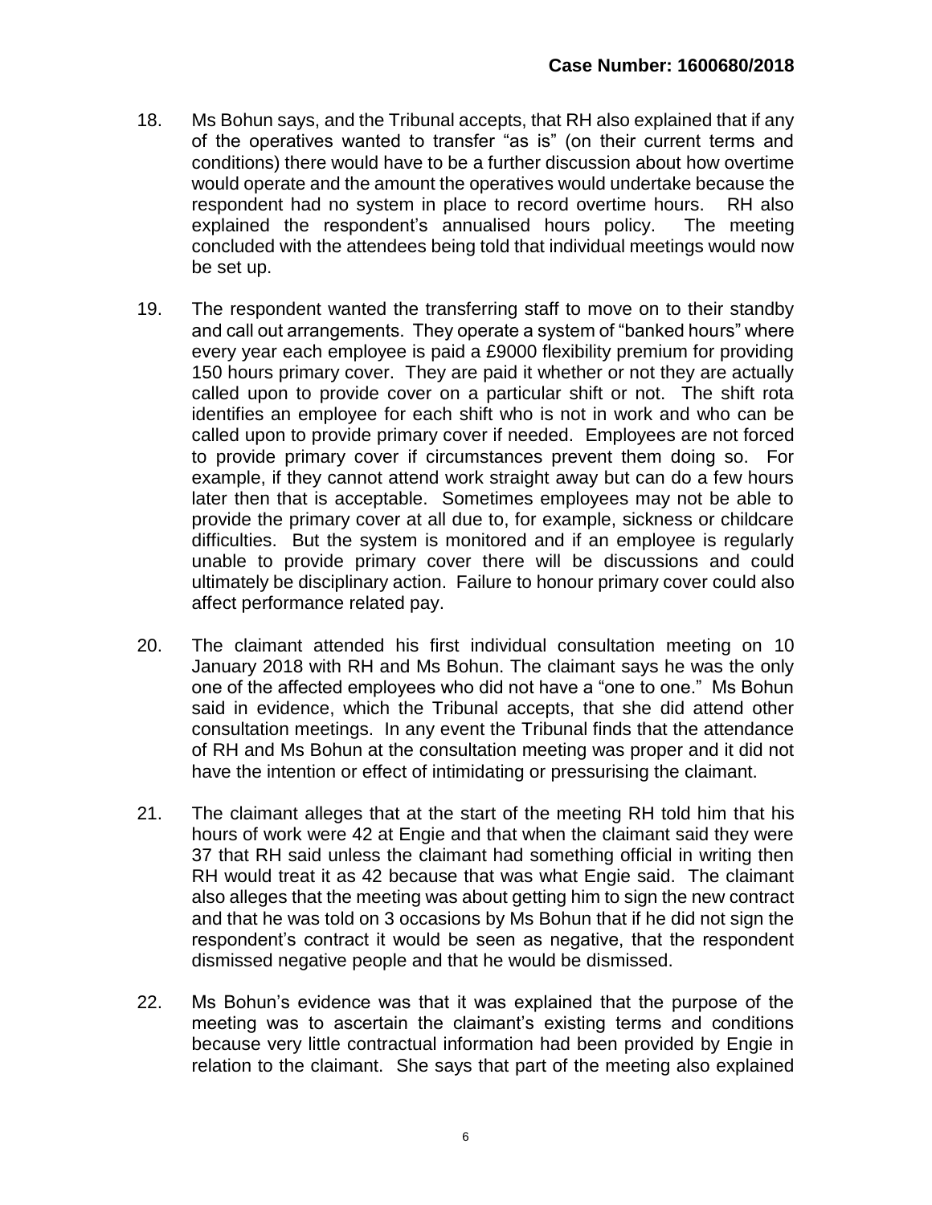18. Ms Bohun says, and the Tribunal accepts, that RH also explained that if any of the operatives wanted to transfer "as is" (on their current terms and conditions) there would have to be a further discussion about how overtime would operate and the amount the operatives would undertake because the respondent had no system in place to record overtime hours. RH also explained the respondent's annualised hours policy. The meeting concluded with the attendees being told that individual meetings would now be set up.

19. The respondent wanted the transferring staff to move on to their standby and call out arrangements. They operate a system of "banked hours" where every year each employee is paid a £9000 flexibility premium for providing 150 hours primary cover. They are paid it whether or not they are actually called upon to provide cover on a particular shift or not. The shift rota identifies an employee for each shift who is not in work and who can be called upon to provide primary cover if needed. Employees are not forced to provide primary cover if circumstances prevent them doing so. For example, if they cannot attend work straight away but can do a few hours later then that is acceptable. Sometimes employees may not be able to provide the primary cover at all due to, for example, sickness or childcare difficulties. But the system is monitored and if an employee is regularly unable to provide primary cover there will be discussions and could ultimately be disciplinary action. Failure to honour primary cover could also affect performance related pay.

20. The claimant attended his first individual consultation meeting on 10 January 2018 with RH and Ms Bohun. The claimant says he was the only one of the affected employees who did not have a "one to one." Ms Bohun said in evidence, which the Tribunal accepts, that she did attend other consultation meetings. In any event the Tribunal finds that the attendance of RH and Ms Bohun at the consultation meeting was proper and it did not have the intention or effect of intimidating or pressurising the claimant.

21. The claimant alleges that at the start of the meeting RH told him that his hours of work were 42 at Engie and that when the claimant said they were 37 that RH said unless the claimant had something official in writing then RH would treat it as 42 because that was what Engie said. The claimant also alleges that the meeting was about getting him to sign the new contract and that he was told on 3 occasions by Ms Bohun that if he did not sign the respondent's contract it would be seen as negative, that the respondent dismissed negative people and that he would be dismissed.

22. Ms Bohun's evidence was that it was explained that the purpose of the meeting was to ascertain the claimant's existing terms and conditions because very little contractual information had been provided by Engie in relation to the claimant. She says that part of the meeting also explained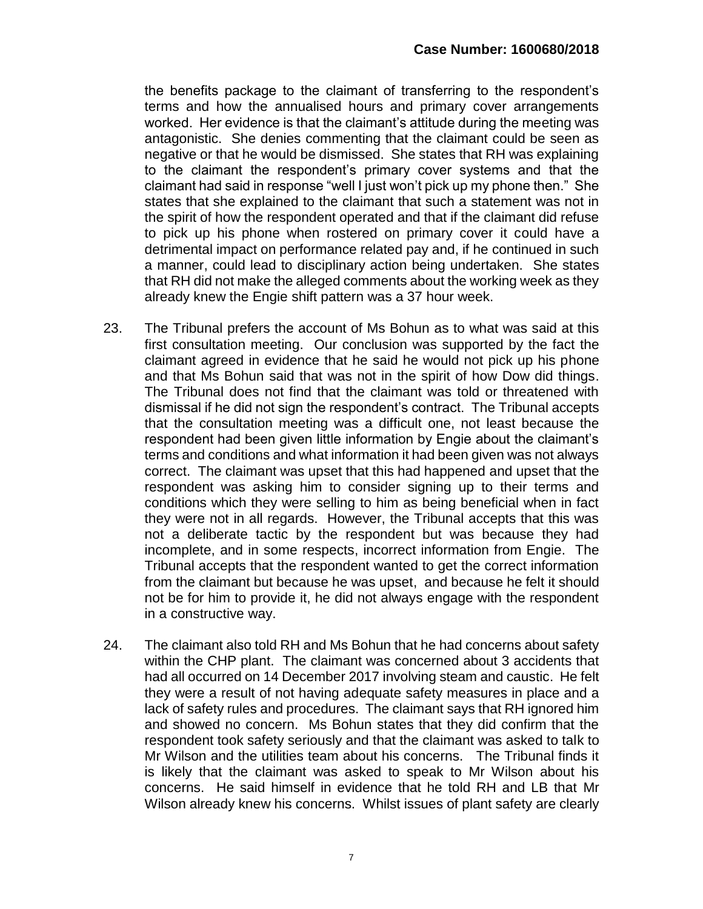the benefits package to the claimant of transferring to the respondent's terms and how the annualised hours and primary cover arrangements worked. Her evidence is that the claimant's attitude during the meeting was antagonistic. She denies commenting that the claimant could be seen as negative or that he would be dismissed. She states that RH was explaining to the claimant the respondent's primary cover systems and that the claimant had said in response "well I just won't pick up my phone then." She states that she explained to the claimant that such a statement was not in the spirit of how the respondent operated and that if the claimant did refuse to pick up his phone when rostered on primary cover it could have a detrimental impact on performance related pay and, if he continued in such a manner, could lead to disciplinary action being undertaken. She states that RH did not make the alleged comments about the working week as they already knew the Engie shift pattern was a 37 hour week.

23. The Tribunal prefers the account of Ms Bohun as to what was said at this first consultation meeting. Our conclusion was supported by the fact the claimant agreed in evidence that he said he would not pick up his phone and that Ms Bohun said that was not in the spirit of how Dow did things. The Tribunal does not find that the claimant was told or threatened with dismissal if he did not sign the respondent's contract. The Tribunal accepts that the consultation meeting was a difficult one, not least because the respondent had been given little information by Engie about the claimant's terms and conditions and what information it had been given was not always correct. The claimant was upset that this had happened and upset that the respondent was asking him to consider signing up to their terms and conditions which they were selling to him as being beneficial when in fact they were not in all regards. However, the Tribunal accepts that this was not a deliberate tactic by the respondent but was because they had incomplete, and in some respects, incorrect information from Engie. The Tribunal accepts that the respondent wanted to get the correct information from the claimant but because he was upset, and because he felt it should not be for him to provide it, he did not always engage with the respondent in a constructive way.

24. The claimant also told RH and Ms Bohun that he had concerns about safety within the CHP plant. The claimant was concerned about 3 accidents that had all occurred on 14 December 2017 involving steam and caustic. He felt they were a result of not having adequate safety measures in place and a lack of safety rules and procedures. The claimant says that RH ignored him and showed no concern. Ms Bohun states that they did confirm that the respondent took safety seriously and that the claimant was asked to talk to Mr Wilson and the utilities team about his concerns. The Tribunal finds it is likely that the claimant was asked to speak to Mr Wilson about his concerns. He said himself in evidence that he told RH and LB that Mr Wilson already knew his concerns. Whilst issues of plant safety are clearly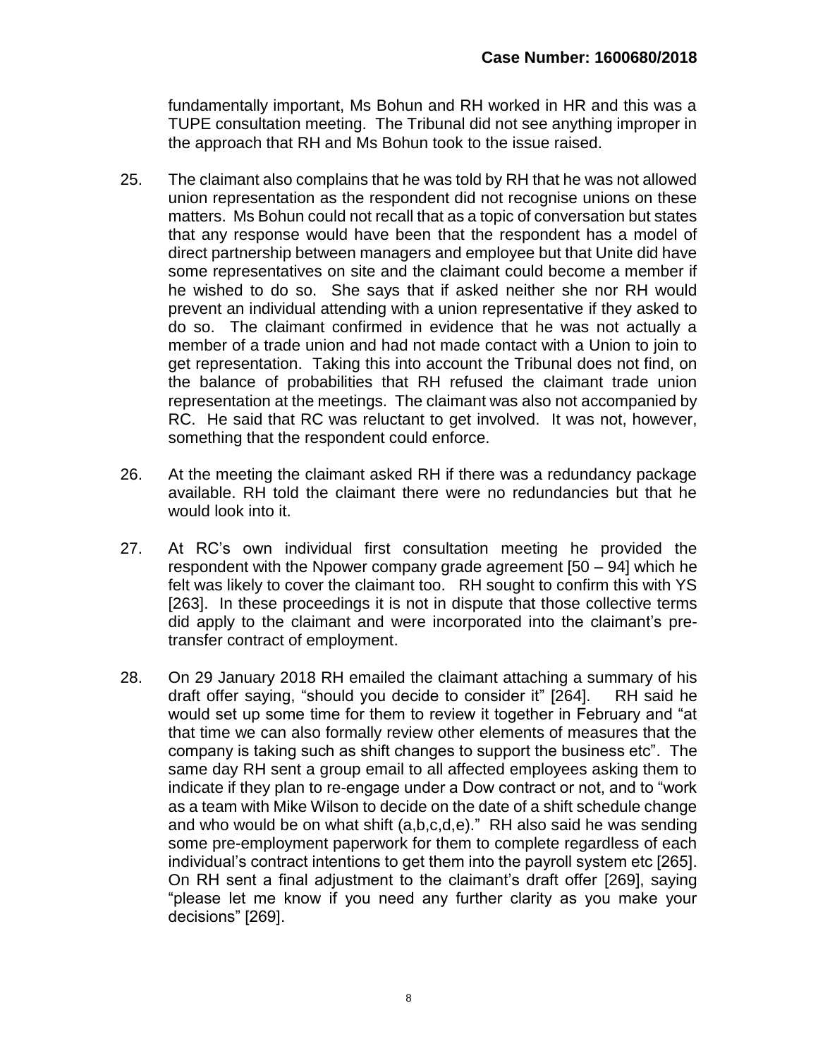fundamentally important, Ms Bohun and RH worked in HR and this was a TUPE consultation meeting. The Tribunal did not see anything improper in the approach that RH and Ms Bohun took to the issue raised.

25. The claimant also complains that he was told by RH that he was not allowed union representation as the respondent did not recognise unions on these matters. Ms Bohun could not recall that as a topic of conversation but states that any response would have been that the respondent has a model of direct partnership between managers and employee but that Unite did have some representatives on site and the claimant could become a member if he wished to do so. She says that if asked neither she nor RH would prevent an individual attending with a union representative if they asked to do so. The claimant confirmed in evidence that he was not actually a member of a trade union and had not made contact with a Union to join to get representation. Taking this into account the Tribunal does not find, on the balance of probabilities that RH refused the claimant trade union representation at the meetings. The claimant was also not accompanied by RC. He said that RC was reluctant to get involved. It was not, however, something that the respondent could enforce.

26. At the meeting the claimant asked RH if there was a redundancy package available. RH told the claimant there were no redundancies but that he would look into it.

27. At RC's own individual first consultation meeting he provided the respondent with the Npower company grade agreement [50 – 94] which he felt was likely to cover the claimant too. RH sought to confirm this with YS [263]. In these proceedings it is not in dispute that those collective terms did apply to the claimant and were incorporated into the claimant's pre-transfer contract of employment.

28. On 29 January 2018 RH emailed the claimant attaching a summary of his draft offer saying, "should you decide to consider it" [264]. RH said he would set up some time for them to review it together in February and "at that time we can also formally review other elements of measures that the company is taking such as shift changes to support the business etc". The same day RH sent a group email to all affected employees asking them to indicate if they plan to re-engage under a Dow contract or not, and to "work as a team with Mike Wilson to decide on the date of a shift schedule change and who would be on what shift (a,b,c,d,e)." RH also said he was sending some pre-employment paperwork for them to complete regardless of each individual's contract intentions to get them into the payroll system etc [265]. On RH sent a final adjustment to the claimant's draft offer [269], saying "please let me know if you need any further clarity as you make your decisions" [269].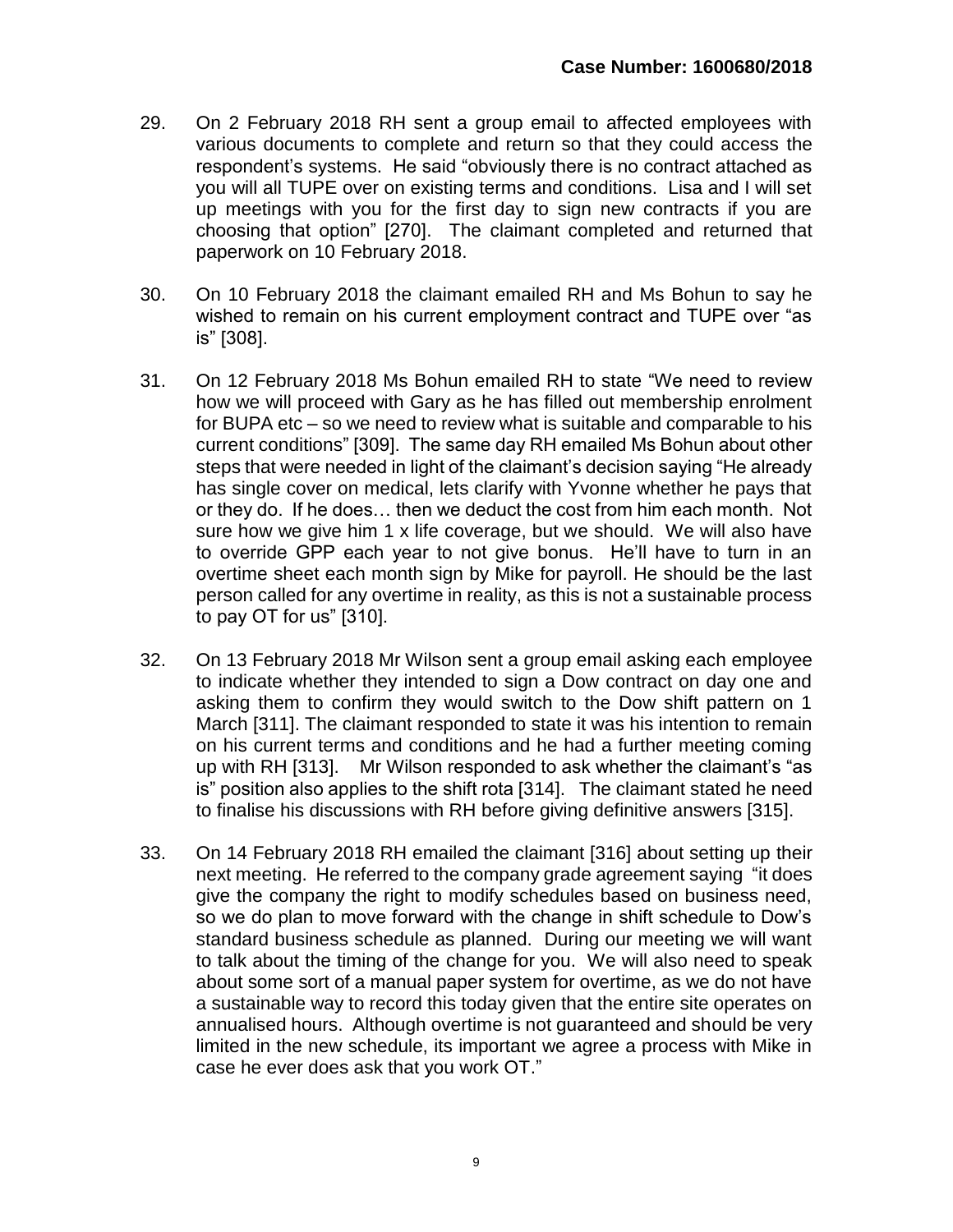29. On 2 February 2018 RH sent a group email to affected employees with various documents to complete and return so that they could access the respondent's systems. He said "obviously there is no contract attached as you will all TUPE over on existing terms and conditions. Lisa and I will set up meetings with you for the first day to sign new contracts if you are choosing that option" [270]. The claimant completed and returned that paperwork on 10 February 2018.

30. On 10 February 2018 the claimant emailed RH and Ms Bohun to say he wished to remain on his current employment contract and TUPE over "as is" [308].

31. On 12 February 2018 Ms Bohun emailed RH to state "We need to review how we will proceed with Gary as he has filled out membership enrolment for BUPA etc – so we need to review what is suitable and comparable to his current conditions" [309]. The same day RH emailed Ms Bohun about other steps that were needed in light of the claimant's decision saying "He already has single cover on medical, lets clarify with Yvonne whether he pays that or they do. If he does… then we deduct the cost from him each month. Not sure how we give him 1 x life coverage, but we should. We will also have to override GPP each year to not give bonus. He'll have to turn in an overtime sheet each month sign by Mike for payroll. He should be the last person called for any overtime in reality, as this is not a sustainable process to pay OT for us" [310].

32. On 13 February 2018 Mr Wilson sent a group email asking each employee to indicate whether they intended to sign a Dow contract on day one and asking them to confirm they would switch to the Dow shift pattern on 1 March [311]. The claimant responded to state it was his intention to remain on his current terms and conditions and he had a further meeting coming up with RH [313]. Mr Wilson responded to ask whether the claimant's "as is" position also applies to the shift rota [314]. The claimant stated he need to finalise his discussions with RH before giving definitive answers [315].

33. On 14 February 2018 RH emailed the claimant [316] about setting up their next meeting. He referred to the company grade agreement saying "it does give the company the right to modify schedules based on business need, so we do plan to move forward with the change in shift schedule to Dow's standard business schedule as planned. During our meeting we will want to talk about the timing of the change for you. We will also need to speak about some sort of a manual paper system for overtime, as we do not have a sustainable way to record this today given that the entire site operates on annualised hours. Although overtime is not guaranteed and should be very limited in the new schedule, its important we agree a process with Mike in case he ever does ask that you work OT."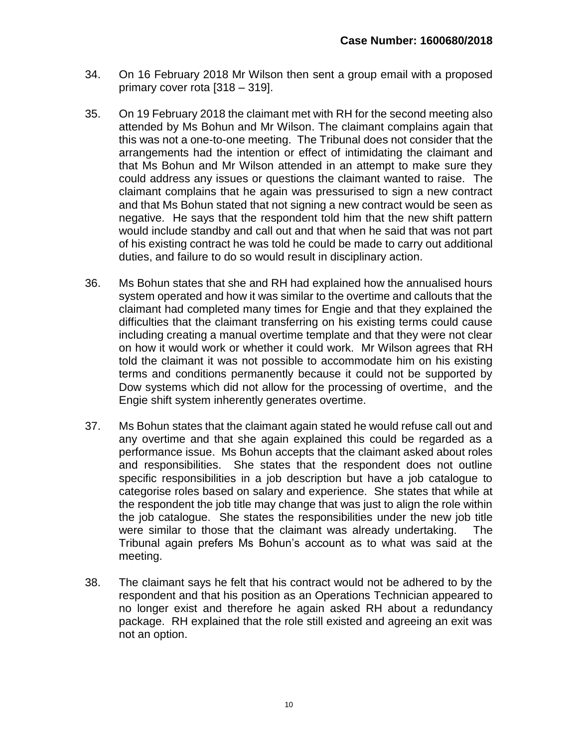34. On 16 February 2018 Mr Wilson then sent a group email with a proposed primary cover rota [318 – 319].

35. On 19 February 2018 the claimant met with RH for the second meeting also attended by Ms Bohun and Mr Wilson. The claimant complains again that this was not a one-to-one meeting. The Tribunal does not consider that the arrangements had the intention or effect of intimidating the claimant and that Ms Bohun and Mr Wilson attended in an attempt to make sure they could address any issues or questions the claimant wanted to raise. The claimant complains that he again was pressurised to sign a new contract and that Ms Bohun stated that not signing a new contract would be seen as negative. He says that the respondent told him that the new shift pattern would include standby and call out and that when he said that was not part of his existing contract he was told he could be made to carry out additional duties, and failure to do so would result in disciplinary action.

36. Ms Bohun states that she and RH had explained how the annualised hours system operated and how it was similar to the overtime and callouts that the claimant had completed many times for Engie and that they explained the difficulties that the claimant transferring on his existing terms could cause including creating a manual overtime template and that they were not clear on how it would work or whether it could work. Mr Wilson agrees that RH told the claimant it was not possible to accommodate him on his existing terms and conditions permanently because it could not be supported by Dow systems which did not allow for the processing of overtime, and the Engie shift system inherently generates overtime.

37. Ms Bohun states that the claimant again stated he would refuse call out and any overtime and that she again explained this could be regarded as a performance issue. Ms Bohun accepts that the claimant asked about roles and responsibilities. She states that the respondent does not outline specific responsibilities in a job description but have a job catalogue to categorise roles based on salary and experience. She states that while at the respondent the job title may change that was just to align the role within the job catalogue. She states the responsibilities under the new job title were similar to those that the claimant was already undertaking. The Tribunal again prefers Ms Bohun's account as to what was said at the meeting.

38. The claimant says he felt that his contract would not be adhered to by the respondent and that his position as an Operations Technician appeared to no longer exist and therefore he again asked RH about a redundancy package. RH explained that the role still existed and agreeing an exit was not an option.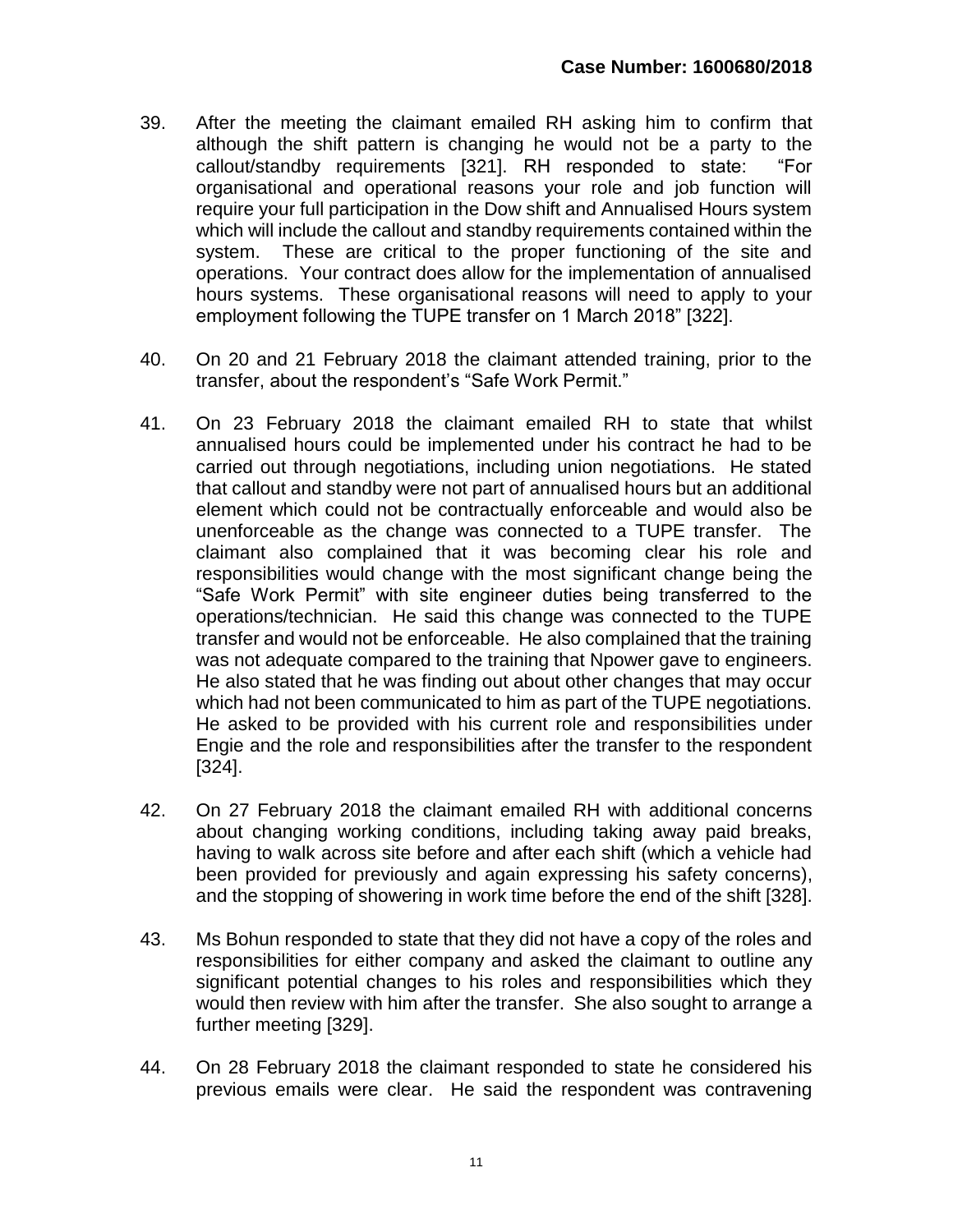39. After the meeting the claimant emailed RH asking him to confirm that although the shift pattern is changing he would not be a party to the callout/standby requirements [321]. RH responded to state: "For organisational and operational reasons your role and job function will require your full participation in the Dow shift and Annualised Hours system which will include the callout and standby requirements contained within the system. These are critical to the proper functioning of the site and operations. Your contract does allow for the implementation of annualised hours systems. These organisational reasons will need to apply to your employment following the TUPE transfer on 1 March 2018" [322].

40. On 20 and 21 February 2018 the claimant attended training, prior to the transfer, about the respondent's "Safe Work Permit."

41. On 23 February 2018 the claimant emailed RH to state that whilst annualised hours could be implemented under his contract he had to be carried out through negotiations, including union negotiations. He stated that callout and standby were not part of annualised hours but an additional element which could not be contractually enforceable and would also be unenforceable as the change was connected to a TUPE transfer. The claimant also complained that it was becoming clear his role and responsibilities would change with the most significant change being the "Safe Work Permit" with site engineer duties being transferred to the operations/technician. He said this change was connected to the TUPE transfer and would not be enforceable. He also complained that the training was not adequate compared to the training that Npower gave to engineers. He also stated that he was finding out about other changes that may occur which had not been communicated to him as part of the TUPE negotiations. He asked to be provided with his current role and responsibilities under Engie and the role and responsibilities after the transfer to the respondent [324].

42. On 27 February 2018 the claimant emailed RH with additional concerns about changing working conditions, including taking away paid breaks, having to walk across site before and after each shift (which a vehicle had been provided for previously and again expressing his safety concerns), and the stopping of showering in work time before the end of the shift [328].

43. Ms Bohun responded to state that they did not have a copy of the roles and responsibilities for either company and asked the claimant to outline any significant potential changes to his roles and responsibilities which they would then review with him after the transfer. She also sought to arrange a further meeting [329].

44. On 28 February 2018 the claimant responded to state he considered his previous emails were clear. He said the respondent was contravening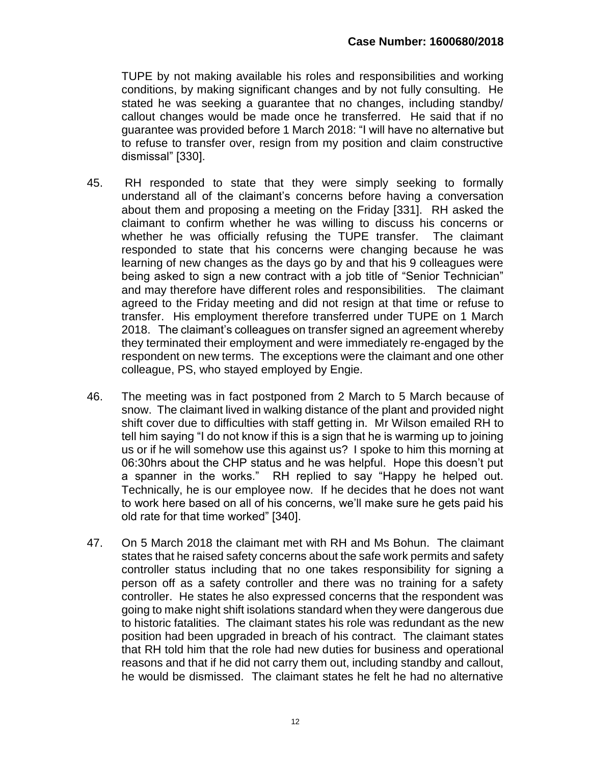TUPE by not making available his roles and responsibilities and working conditions, by making significant changes and by not fully consulting. He stated he was seeking a guarantee that no changes, including standby/ callout changes would be made once he transferred. He said that if no guarantee was provided before 1 March 2018: "I will have no alternative but to refuse to transfer over, resign from my position and claim constructive dismissal" [330].

45. RH responded to state that they were simply seeking to formally understand all of the claimant's concerns before having a conversation about them and proposing a meeting on the Friday [331]. RH asked the claimant to confirm whether he was willing to discuss his concerns or whether he was officially refusing the TUPE transfer. The claimant responded to state that his concerns were changing because he was learning of new changes as the days go by and that his 9 colleagues were being asked to sign a new contract with a job title of "Senior Technician" and may therefore have different roles and responsibilities. The claimant agreed to the Friday meeting and did not resign at that time or refuse to transfer. His employment therefore transferred under TUPE on 1 March 2018. The claimant's colleagues on transfer signed an agreement whereby they terminated their employment and were immediately re-engaged by the respondent on new terms. The exceptions were the claimant and one other colleague, PS, who stayed employed by Engie.

46. The meeting was in fact postponed from 2 March to 5 March because of snow. The claimant lived in walking distance of the plant and provided night shift cover due to difficulties with staff getting in. Mr Wilson emailed RH to tell him saying "I do not know if this is a sign that he is warming up to joining us or if he will somehow use this against us? I spoke to him this morning at 06:30hrs about the CHP status and he was helpful. Hope this doesn't put a spanner in the works." RH replied to say "Happy he helped out. Technically, he is our employee now. If he decides that he does not want to work here based on all of his concerns, we'll make sure he gets paid his old rate for that time worked" [340].

47. On 5 March 2018 the claimant met with RH and Ms Bohun. The claimant states that he raised safety concerns about the safe work permits and safety controller status including that no one takes responsibility for signing a person off as a safety controller and there was no training for a safety controller. He states he also expressed concerns that the respondent was going to make night shift isolations standard when they were dangerous due to historic fatalities. The claimant states his role was redundant as the new position had been upgraded in breach of his contract. The claimant states that RH told him that the role had new duties for business and operational reasons and that if he did not carry them out, including standby and callout, he would be dismissed. The claimant states he felt he had no alternative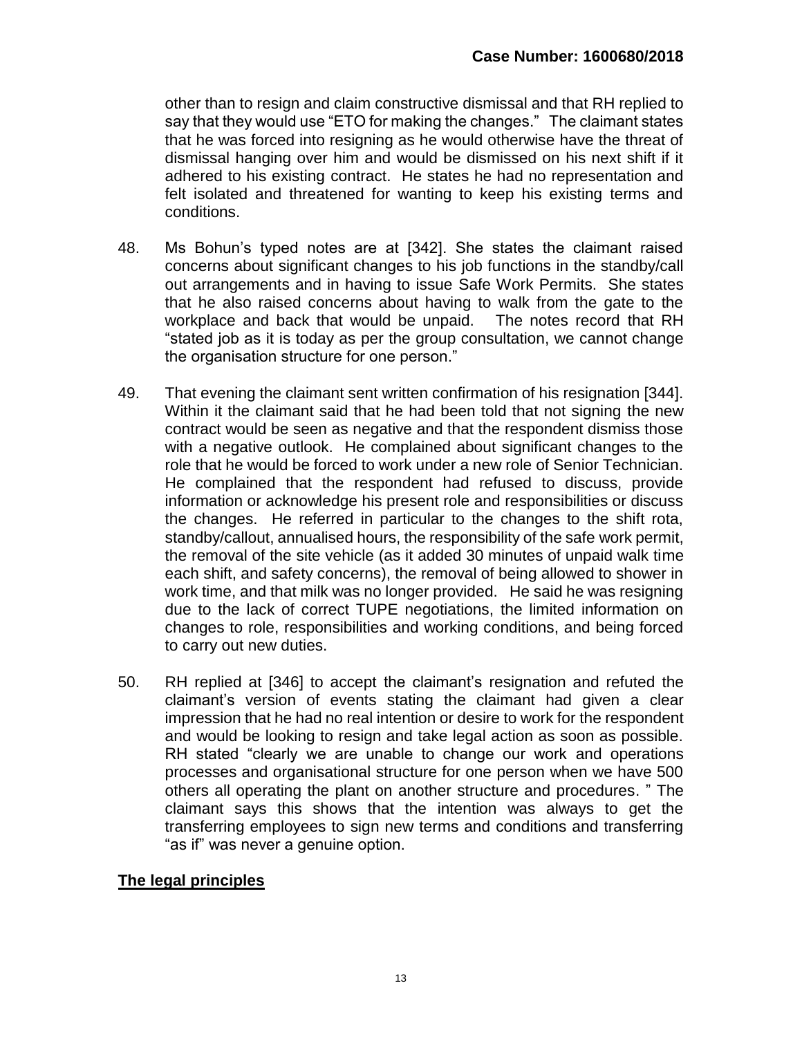other than to resign and claim constructive dismissal and that RH replied to say that they would use "ETO for making the changes." The claimant states that he was forced into resigning as he would otherwise have the threat of dismissal hanging over him and would be dismissed on his next shift if it adhered to his existing contract. He states he had no representation and felt isolated and threatened for wanting to keep his existing terms and conditions.

48. Ms Bohun's typed notes are at [342]. She states the claimant raised concerns about significant changes to his job functions in the standby/call out arrangements and in having to issue Safe Work Permits. She states that he also raised concerns about having to walk from the gate to the workplace and back that would be unpaid. The notes record that RH "stated job as it is today as per the group consultation, we cannot change the organisation structure for one person."

49. That evening the claimant sent written confirmation of his resignation [344]. Within it the claimant said that he had been told that not signing the new contract would be seen as negative and that the respondent dismiss those with a negative outlook. He complained about significant changes to the role that he would be forced to work under a new role of Senior Technician. He complained that the respondent had refused to discuss, provide information or acknowledge his present role and responsibilities or discuss the changes. He referred in particular to the changes to the shift rota, standby/callout, annualised hours, the responsibility of the safe work permit, the removal of the site vehicle (as it added 30 minutes of unpaid walk time each shift, and safety concerns), the removal of being allowed to shower in work time, and that milk was no longer provided. He said he was resigning due to the lack of correct TUPE negotiations, the limited information on changes to role, responsibilities and working conditions, and being forced to carry out new duties.

50. RH replied at [346] to accept the claimant's resignation and refuted the claimant's version of events stating the claimant had given a clear impression that he had no real intention or desire to work for the respondent and would be looking to resign and take legal action as soon as possible. RH stated "clearly we are unable to change our work and operations processes and organisational structure for one person when we have 500 others all operating the plant on another structure and procedures. " The claimant says this shows that the intention was always to get the transferring employees to sign new terms and conditions and transferring "as if" was never a genuine option.

## The legal principles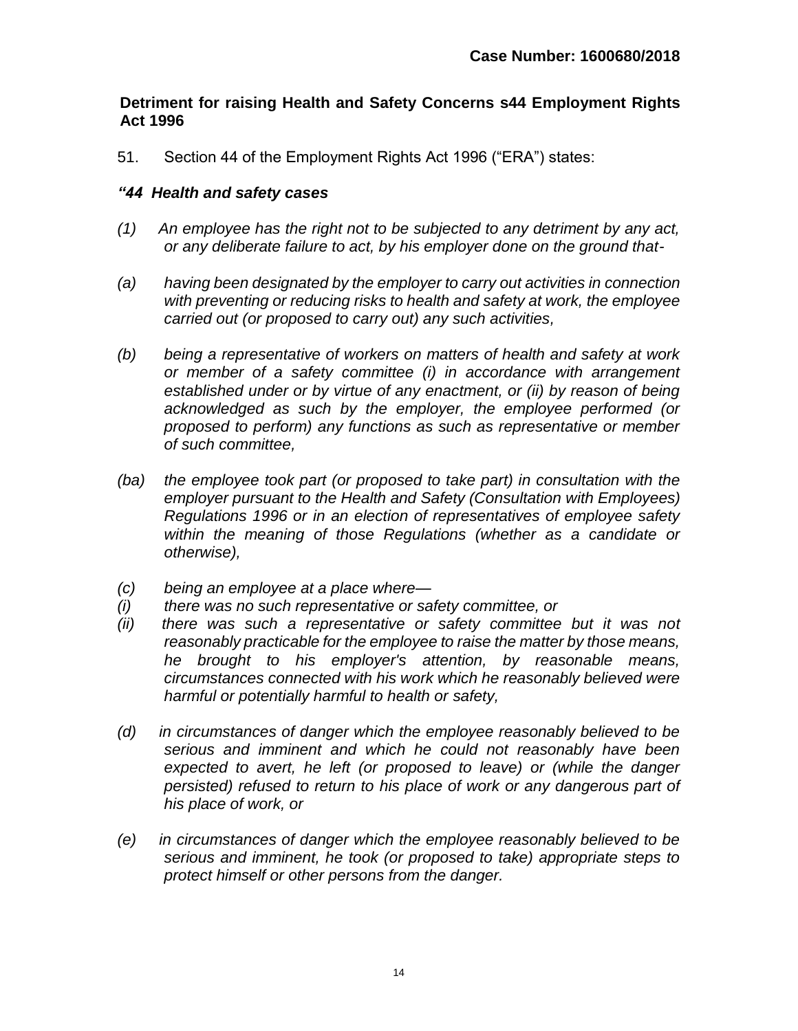**Detriment for raising Health and Safety Concerns s44 Employment Rights Act 1996**

51. Section 44 of the Employment Rights Act 1996 ("ERA") states:

***"44 Health and safety cases***

*(1) An employee has the right not to be subjected to any detriment by any act, or any deliberate failure to act, by his employer done on the ground that-*

*(a) having been designated by the employer to carry out activities in connection with preventing or reducing risks to health and safety at work, the employee carried out (or proposed to carry out) any such activities,*

*(b) being a representative of workers on matters of health and safety at work or member of a safety committee (i) in accordance with arrangement established under or by virtue of any enactment, or (ii) by reason of being acknowledged as such by the employer, the employee performed (or proposed to perform) any functions as such as representative or member of such committee,*

*(ba) the employee took part (or proposed to take part) in consultation with the employer pursuant to the Health and Safety (Consultation with Employees) Regulations 1996 or in an election of representatives of employee safety within the meaning of those Regulations (whether as a candidate or otherwise),*

*(c) being an employee at a place where—*
*(i) there was no such representative or safety committee, or*
*(ii) there was such a representative or safety committee but it was not reasonably practicable for the employee to raise the matter by those means, he brought to his employer's attention, by reasonable means, circumstances connected with his work which he reasonably believed were harmful or potentially harmful to health or safety,*

*(d) in circumstances of danger which the employee reasonably believed to be serious and imminent and which he could not reasonably have been expected to avert, he left (or proposed to leave) or (while the danger persisted) refused to return to his place of work or any dangerous part of his place of work, or*

*(e) in circumstances of danger which the employee reasonably believed to be serious and imminent, he took (or proposed to take) appropriate steps to protect himself or other persons from the danger.*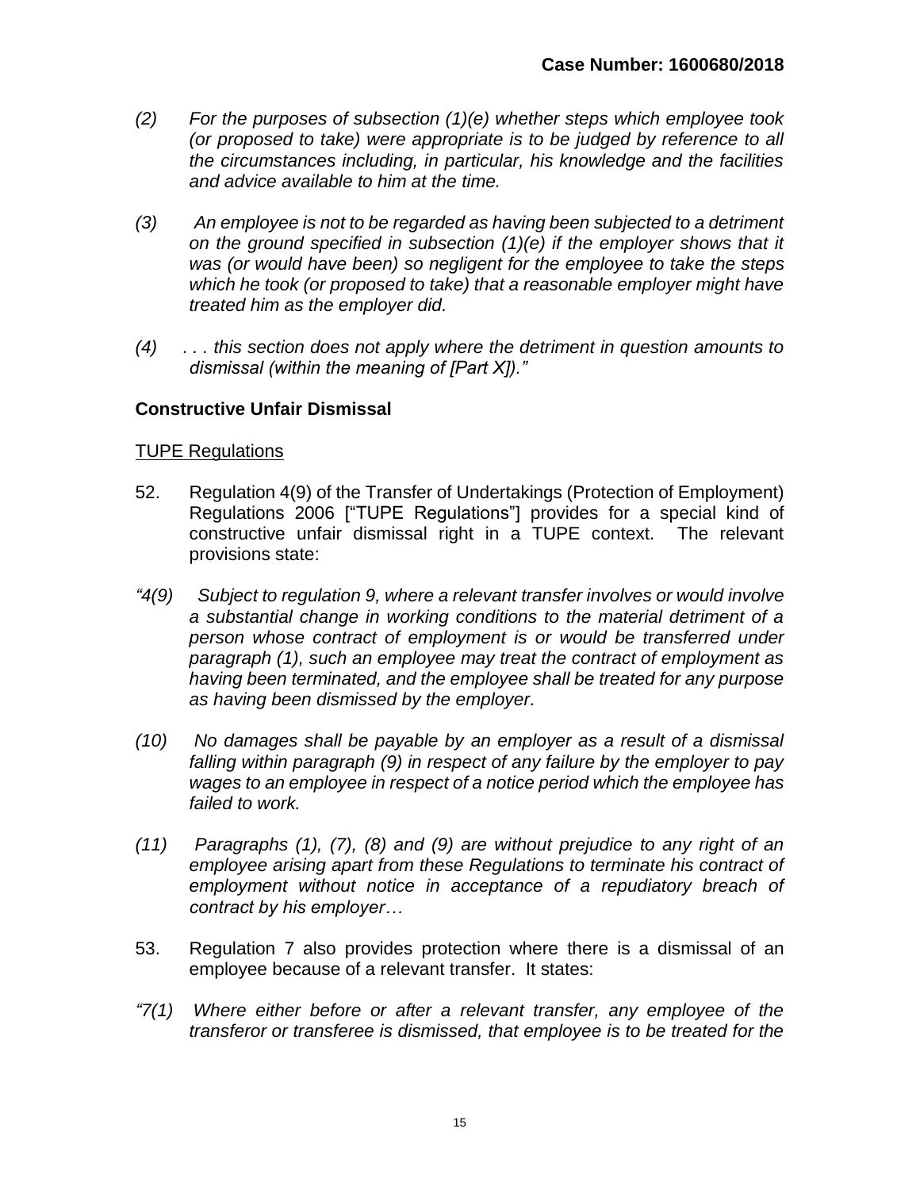*(2) For the purposes of subsection (1)(e) whether steps which employee took (or proposed to take) were appropriate is to be judged by reference to all the circumstances including, in particular, his knowledge and the facilities and advice available to him at the time.*

*(3) An employee is not to be regarded as having been subjected to a detriment on the ground specified in subsection (1)(e) if the employer shows that it was (or would have been) so negligent for the employee to take the steps which he took (or proposed to take) that a reasonable employer might have treated him as the employer did.*

*(4) . . . this section does not apply where the detriment in question amounts to dismissal (within the meaning of [Part X])."*

## Constructive Unfair Dismissal

TUPE Regulations

52. Regulation 4(9) of the Transfer of Undertakings (Protection of Employment) Regulations 2006 ["TUPE Regulations"] provides for a special kind of constructive unfair dismissal right in a TUPE context. The relevant provisions state:

*"4(9) Subject to regulation 9, where a relevant transfer involves or would involve a substantial change in working conditions to the material detriment of a person whose contract of employment is or would be transferred under paragraph (1), such an employee may treat the contract of employment as having been terminated, and the employee shall be treated for any purpose as having been dismissed by the employer.*

*(10) No damages shall be payable by an employer as a result of a dismissal falling within paragraph (9) in respect of any failure by the employer to pay wages to an employee in respect of a notice period which the employee has failed to work.*

*(11) Paragraphs (1), (7), (8) and (9) are without prejudice to any right of an employee arising apart from these Regulations to terminate his contract of employment without notice in acceptance of a repudiatory breach of contract by his employer…*

53. Regulation 7 also provides protection where there is a dismissal of an employee because of a relevant transfer. It states:

*"7(1) Where either before or after a relevant transfer, any employee of the transferor or transferee is dismissed, that employee is to be treated for the*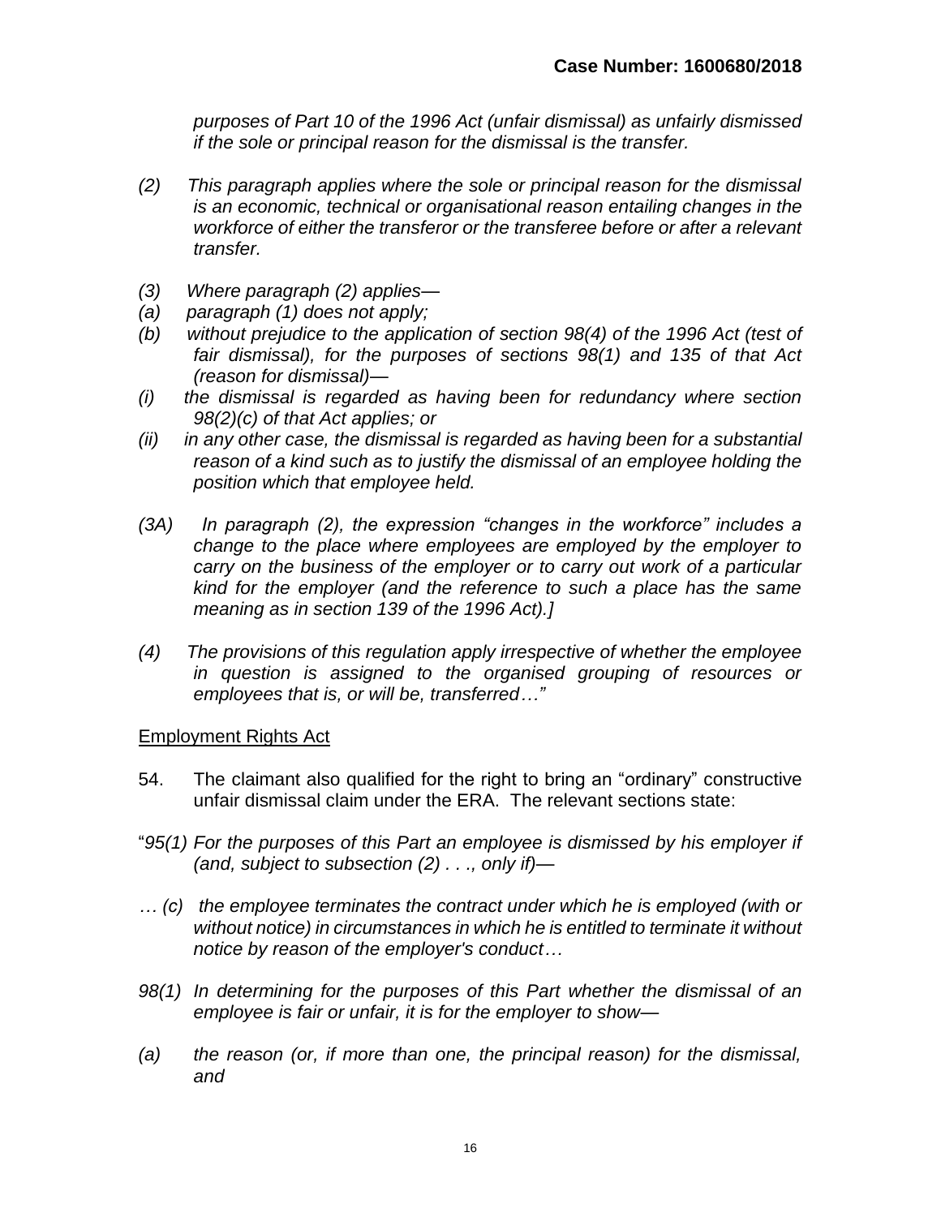*purposes of Part 10 of the 1996 Act (unfair dismissal) as unfairly dismissed if the sole or principal reason for the dismissal is the transfer.*

*(2) This paragraph applies where the sole or principal reason for the dismissal is an economic, technical or organisational reason entailing changes in the workforce of either the transferor or the transferee before or after a relevant transfer.*

*(3) Where paragraph (2) applies—*
*(a) paragraph (1) does not apply;*
*(b) without prejudice to the application of section 98(4) of the 1996 Act (test of fair dismissal), for the purposes of sections 98(1) and 135 of that Act (reason for dismissal)—*
*(i) the dismissal is regarded as having been for redundancy where section 98(2)(c) of that Act applies; or*
*(ii) in any other case, the dismissal is regarded as having been for a substantial reason of a kind such as to justify the dismissal of an employee holding the position which that employee held.*

*(3A) In paragraph (2), the expression "changes in the workforce" includes a change to the place where employees are employed by the employer to carry on the business of the employer or to carry out work of a particular kind for the employer (and the reference to such a place has the same meaning as in section 139 of the 1996 Act).]*

*(4) The provisions of this regulation apply irrespective of whether the employee in question is assigned to the organised grouping of resources or employees that is, or will be, transferred…"*

<u>Employment Rights Act</u>

54. The claimant also qualified for the right to bring an "ordinary" constructive unfair dismissal claim under the ERA. The relevant sections state:

"*95(1) For the purposes of this Part an employee is dismissed by his employer if (and, subject to subsection (2) . . ., only if)—*

*… (c) the employee terminates the contract under which he is employed (with or without notice) in circumstances in which he is entitled to terminate it without notice by reason of the employer's conduct…*

*98(1) In determining for the purposes of this Part whether the dismissal of an employee is fair or unfair, it is for the employer to show—*

*(a) the reason (or, if more than one, the principal reason) for the dismissal, and*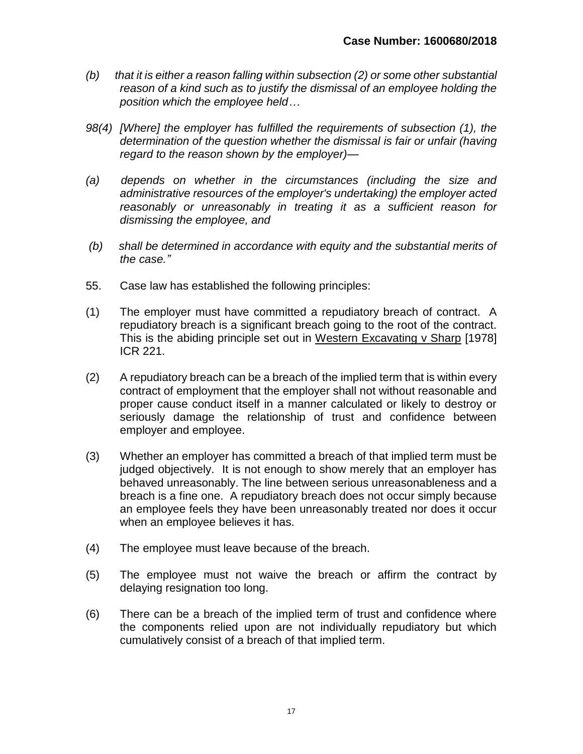*(b) that it is either a reason falling within subsection (2) or some other substantial reason of a kind such as to justify the dismissal of an employee holding the position which the employee held…*

*98(4) [Where] the employer has fulfilled the requirements of subsection (1), the determination of the question whether the dismissal is fair or unfair (having regard to the reason shown by the employer)—*

*(a) depends on whether in the circumstances (including the size and administrative resources of the employer's undertaking) the employer acted reasonably or unreasonably in treating it as a sufficient reason for dismissing the employee, and*

*(b) shall be determined in accordance with equity and the substantial merits of the case."*

55. Case law has established the following principles:

(1) The employer must have committed a repudiatory breach of contract. A repudiatory breach is a significant breach going to the root of the contract. This is the abiding principle set out in <u>Western Excavating v Sharp</u> [1978] ICR 221.

(2) A repudiatory breach can be a breach of the implied term that is within every contract of employment that the employer shall not without reasonable and proper cause conduct itself in a manner calculated or likely to destroy or seriously damage the relationship of trust and confidence between employer and employee.

(3) Whether an employer has committed a breach of that implied term must be judged objectively. It is not enough to show merely that an employer has behaved unreasonably. The line between serious unreasonableness and a breach is a fine one. A repudiatory breach does not occur simply because an employee feels they have been unreasonably treated nor does it occur when an employee believes it has.

(4) The employee must leave because of the breach.

(5) The employee must not waive the breach or affirm the contract by delaying resignation too long.

(6) There can be a breach of the implied term of trust and confidence where the components relied upon are not individually repudiatory but which cumulatively consist of a breach of that implied term.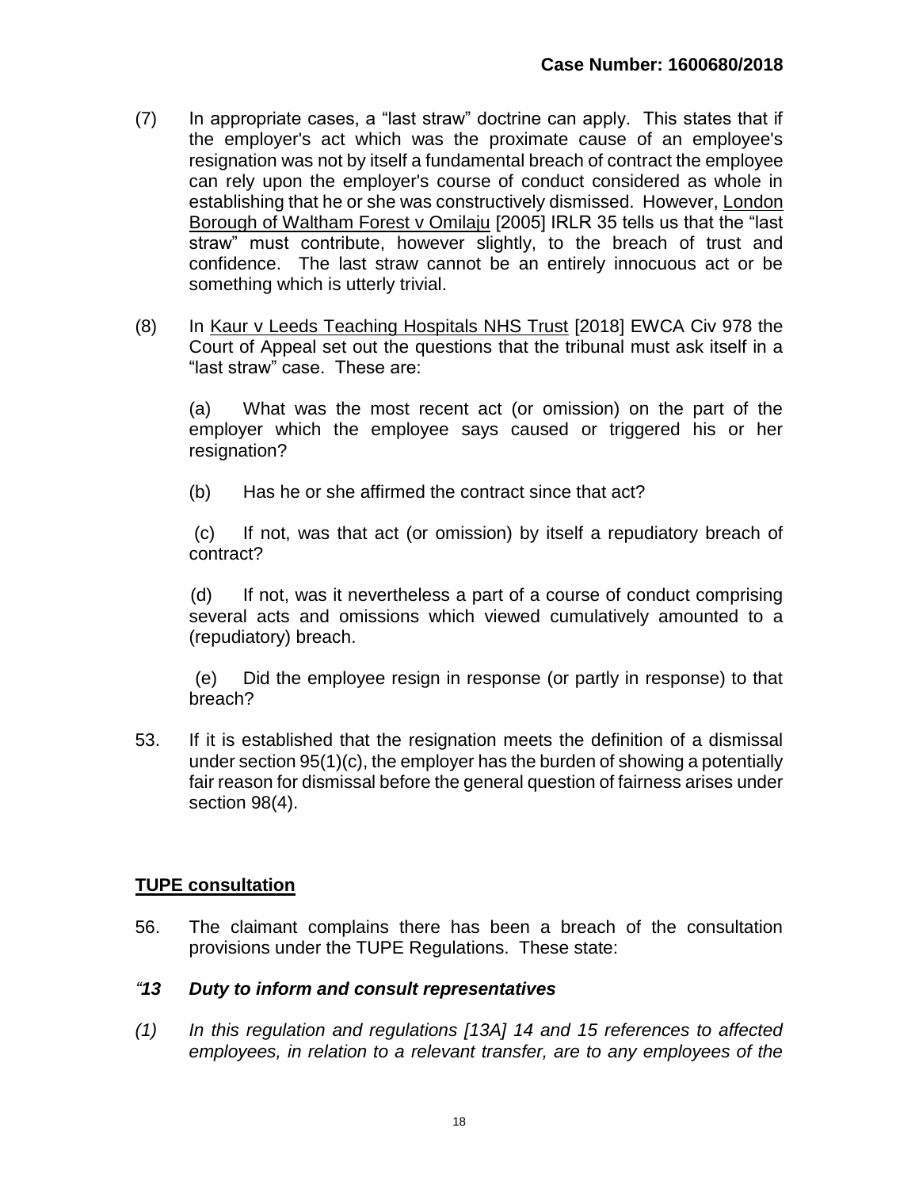(7) In appropriate cases, a "last straw" doctrine can apply. This states that if the employer's act which was the proximate cause of an employee's resignation was not by itself a fundamental breach of contract the employee can rely upon the employer's course of conduct considered as whole in establishing that he or she was constructively dismissed. However, London Borough of Waltham Forest v Omilaju [2005] IRLR 35 tells us that the "last straw" must contribute, however slightly, to the breach of trust and confidence. The last straw cannot be an entirely innocuous act or be something which is utterly trivial.

(8) In Kaur v Leeds Teaching Hospitals NHS Trust [2018] EWCA Civ 978 the Court of Appeal set out the questions that the tribunal must ask itself in a "last straw" case. These are:

(a) What was the most recent act (or omission) on the part of the employer which the employee says caused or triggered his or her resignation?

(b) Has he or she affirmed the contract since that act?

(c) If not, was that act (or omission) by itself a repudiatory breach of contract?

(d) If not, was it nevertheless a part of a course of conduct comprising several acts and omissions which viewed cumulatively amounted to a (repudiatory) breach.

(e) Did the employee resign in response (or partly in response) to that breach?

53. If it is established that the resignation meets the definition of a dismissal under section 95(1)(c), the employer has the burden of showing a potentially fair reason for dismissal before the general question of fairness arises under section 98(4).

**TUPE consultation**

56. The claimant complains there has been a breach of the consultation provisions under the TUPE Regulations. These state:

***"13 Duty to inform and consult representatives***

*(1) In this regulation and regulations [13A] 14 and 15 references to affected employees, in relation to a relevant transfer, are to any employees of the*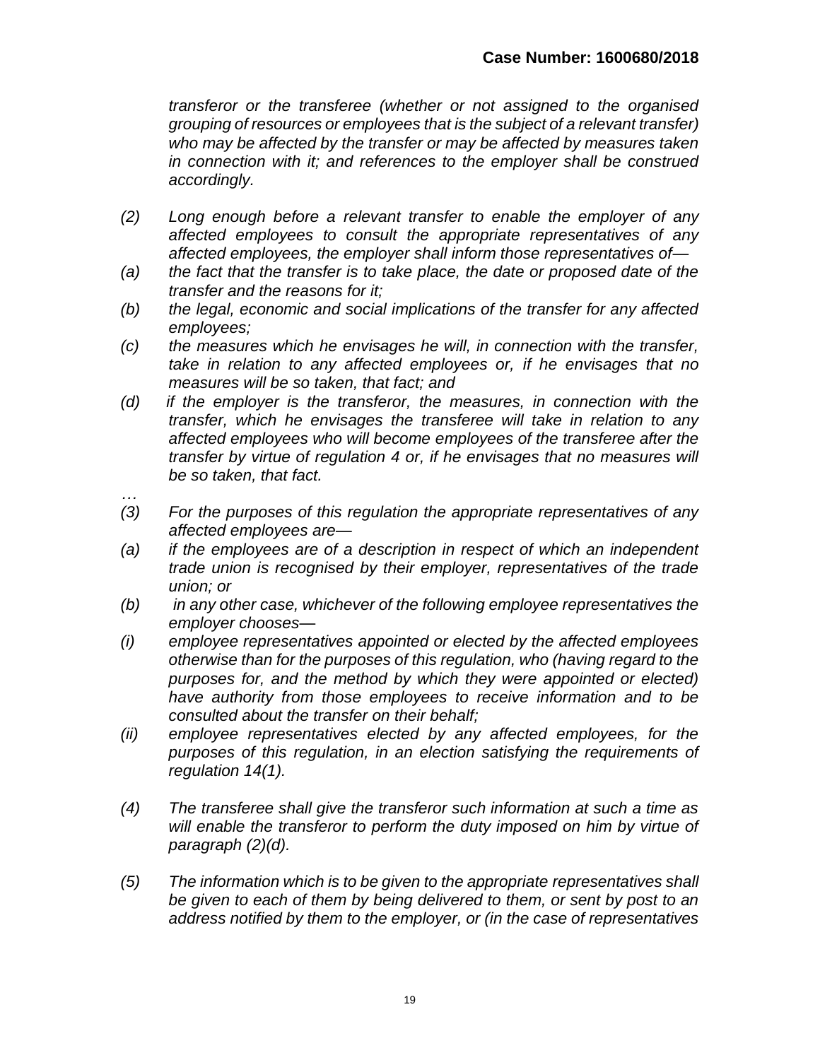*transferor or the transferee (whether or not assigned to the organised grouping of resources or employees that is the subject of a relevant transfer) who may be affected by the transfer or may be affected by measures taken in connection with it; and references to the employer shall be construed accordingly.*

*(2) Long enough before a relevant transfer to enable the employer of any affected employees to consult the appropriate representatives of any affected employees, the employer shall inform those representatives of—*

*(a) the fact that the transfer is to take place, the date or proposed date of the transfer and the reasons for it;*

*(b) the legal, economic and social implications of the transfer for any affected employees;*

*(c) the measures which he envisages he will, in connection with the transfer, take in relation to any affected employees or, if he envisages that no measures will be so taken, that fact; and*

*(d) if the employer is the transferor, the measures, in connection with the transfer, which he envisages the transferee will take in relation to any affected employees who will become employees of the transferee after the transfer by virtue of regulation 4 or, if he envisages that no measures will be so taken, that fact.*

*…*

*(3) For the purposes of this regulation the appropriate representatives of any affected employees are—*

*(a) if the employees are of a description in respect of which an independent trade union is recognised by their employer, representatives of the trade union; or*

*(b) in any other case, whichever of the following employee representatives the employer chooses—*

*(i) employee representatives appointed or elected by the affected employees otherwise than for the purposes of this regulation, who (having regard to the purposes for, and the method by which they were appointed or elected) have authority from those employees to receive information and to be consulted about the transfer on their behalf;*

*(ii) employee representatives elected by any affected employees, for the purposes of this regulation, in an election satisfying the requirements of regulation 14(1).*

*(4) The transferee shall give the transferor such information at such a time as will enable the transferor to perform the duty imposed on him by virtue of paragraph (2)(d).*

*(5) The information which is to be given to the appropriate representatives shall be given to each of them by being delivered to them, or sent by post to an address notified by them to the employer, or (in the case of representatives*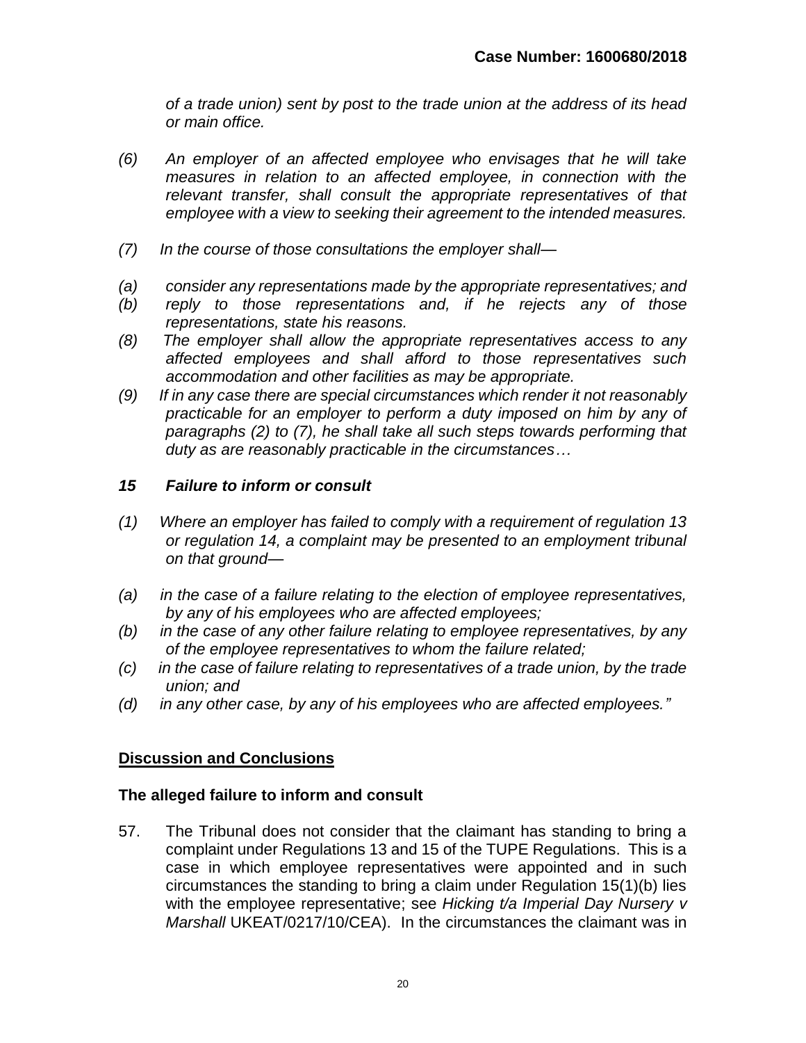*of a trade union) sent by post to the trade union at the address of its head or main office.*

*(6) An employer of an affected employee who envisages that he will take measures in relation to an affected employee, in connection with the relevant transfer, shall consult the appropriate representatives of that employee with a view to seeking their agreement to the intended measures.*

*(7) In the course of those consultations the employer shall—*

*(a) consider any representations made by the appropriate representatives; and*
*(b) reply to those representations and, if he rejects any of those representations, state his reasons.*
*(8) The employer shall allow the appropriate representatives access to any affected employees and shall afford to those representatives such accommodation and other facilities as may be appropriate.*
*(9) If in any case there are special circumstances which render it not reasonably practicable for an employer to perform a duty imposed on him by any of paragraphs (2) to (7), he shall take all such steps towards performing that duty as are reasonably practicable in the circumstances…*

***15 Failure to inform or consult***

*(1) Where an employer has failed to comply with a requirement of regulation 13 or regulation 14, a complaint may be presented to an employment tribunal on that ground—*

*(a) in the case of a failure relating to the election of employee representatives, by any of his employees who are affected employees;*
*(b) in the case of any other failure relating to employee representatives, by any of the employee representatives to whom the failure related;*
*(c) in the case of failure relating to representatives of a trade union, by the trade union; and*
*(d) in any other case, by any of his employees who are affected employees."*

## Discussion and Conclusions

### The alleged failure to inform and consult

57. The Tribunal does not consider that the claimant has standing to bring a complaint under Regulations 13 and 15 of the TUPE Regulations. This is a case in which employee representatives were appointed and in such circumstances the standing to bring a claim under Regulation 15(1)(b) lies with the employee representative; see *Hicking t/a Imperial Day Nursery v Marshall* UKEAT/0217/10/CEA). In the circumstances the claimant was in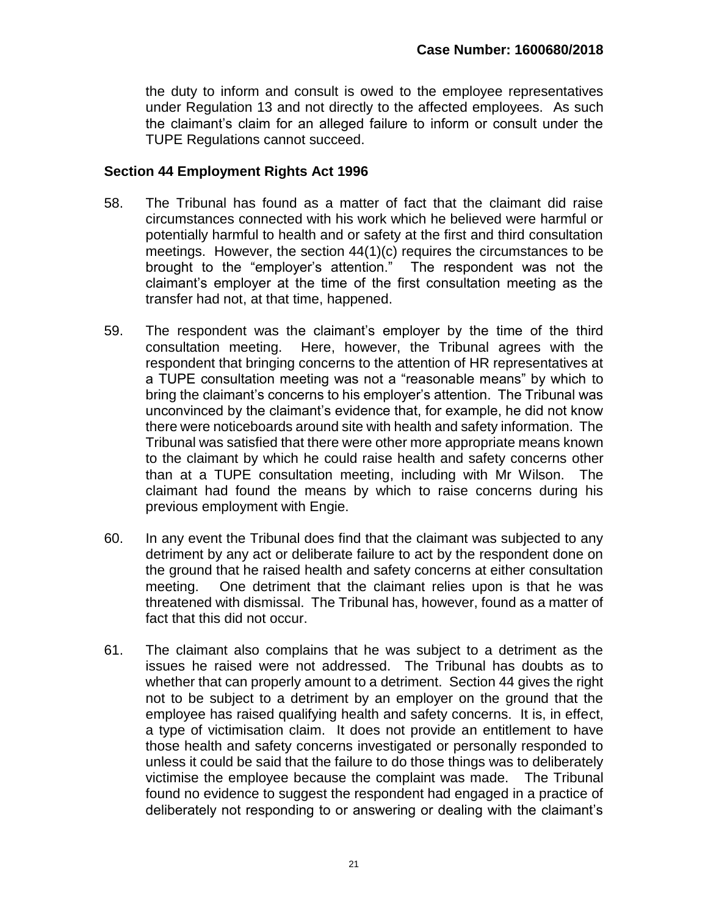the duty to inform and consult is owed to the employee representatives under Regulation 13 and not directly to the affected employees. As such the claimant's claim for an alleged failure to inform or consult under the TUPE Regulations cannot succeed.

### Section 44 Employment Rights Act 1996

58. The Tribunal has found as a matter of fact that the claimant did raise circumstances connected with his work which he believed were harmful or potentially harmful to health and or safety at the first and third consultation meetings. However, the section 44(1)(c) requires the circumstances to be brought to the "employer's attention." The respondent was not the claimant's employer at the time of the first consultation meeting as the transfer had not, at that time, happened.

59. The respondent was the claimant's employer by the time of the third consultation meeting. Here, however, the Tribunal agrees with the respondent that bringing concerns to the attention of HR representatives at a TUPE consultation meeting was not a "reasonable means" by which to bring the claimant's concerns to his employer's attention. The Tribunal was unconvinced by the claimant's evidence that, for example, he did not know there were noticeboards around site with health and safety information. The Tribunal was satisfied that there were other more appropriate means known to the claimant by which he could raise health and safety concerns other than at a TUPE consultation meeting, including with Mr Wilson. The claimant had found the means by which to raise concerns during his previous employment with Engie.

60. In any event the Tribunal does find that the claimant was subjected to any detriment by any act or deliberate failure to act by the respondent done on the ground that he raised health and safety concerns at either consultation meeting. One detriment that the claimant relies upon is that he was threatened with dismissal. The Tribunal has, however, found as a matter of fact that this did not occur.

61. The claimant also complains that he was subject to a detriment as the issues he raised were not addressed. The Tribunal has doubts as to whether that can properly amount to a detriment. Section 44 gives the right not to be subject to a detriment by an employer on the ground that the employee has raised qualifying health and safety concerns. It is, in effect, a type of victimisation claim. It does not provide an entitlement to have those health and safety concerns investigated or personally responded to unless it could be said that the failure to do those things was to deliberately victimise the employee because the complaint was made. The Tribunal found no evidence to suggest the respondent had engaged in a practice of deliberately not responding to or answering or dealing with the claimant's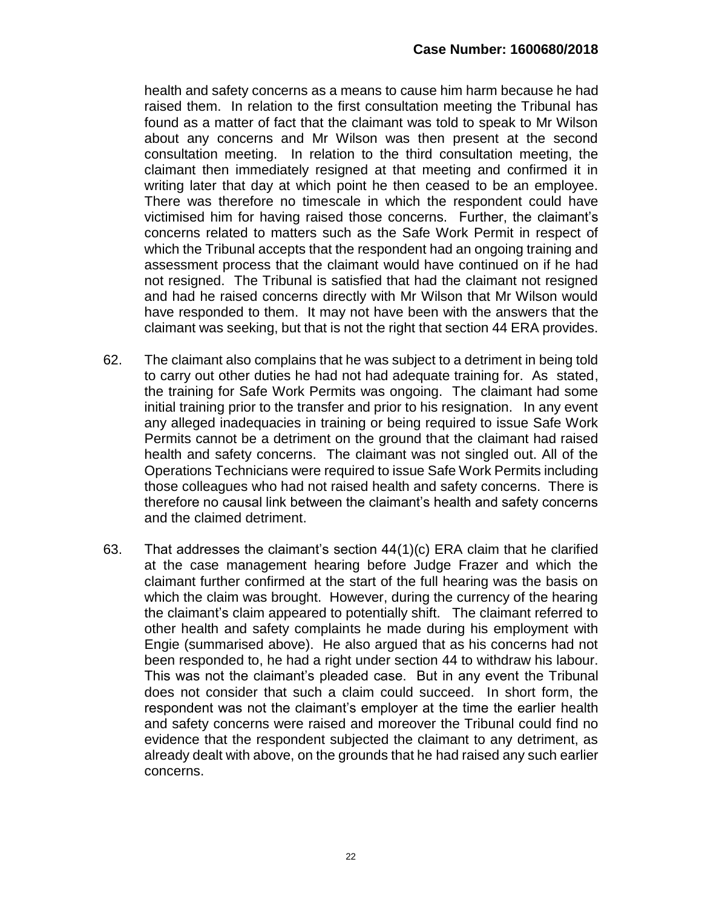health and safety concerns as a means to cause him harm because he had raised them. In relation to the first consultation meeting the Tribunal has found as a matter of fact that the claimant was told to speak to Mr Wilson about any concerns and Mr Wilson was then present at the second consultation meeting. In relation to the third consultation meeting, the claimant then immediately resigned at that meeting and confirmed it in writing later that day at which point he then ceased to be an employee. There was therefore no timescale in which the respondent could have victimised him for having raised those concerns. Further, the claimant's concerns related to matters such as the Safe Work Permit in respect of which the Tribunal accepts that the respondent had an ongoing training and assessment process that the claimant would have continued on if he had not resigned. The Tribunal is satisfied that had the claimant not resigned and had he raised concerns directly with Mr Wilson that Mr Wilson would have responded to them. It may not have been with the answers that the claimant was seeking, but that is not the right that section 44 ERA provides.

62. The claimant also complains that he was subject to a detriment in being told to carry out other duties he had not had adequate training for. As stated, the training for Safe Work Permits was ongoing. The claimant had some initial training prior to the transfer and prior to his resignation. In any event any alleged inadequacies in training or being required to issue Safe Work Permits cannot be a detriment on the ground that the claimant had raised health and safety concerns. The claimant was not singled out. All of the Operations Technicians were required to issue Safe Work Permits including those colleagues who had not raised health and safety concerns. There is therefore no causal link between the claimant's health and safety concerns and the claimed detriment.

63. That addresses the claimant's section 44(1)(c) ERA claim that he clarified at the case management hearing before Judge Frazer and which the claimant further confirmed at the start of the full hearing was the basis on which the claim was brought. However, during the currency of the hearing the claimant's claim appeared to potentially shift. The claimant referred to other health and safety complaints he made during his employment with Engie (summarised above). He also argued that as his concerns had not been responded to, he had a right under section 44 to withdraw his labour. This was not the claimant's pleaded case. But in any event the Tribunal does not consider that such a claim could succeed. In short form, the respondent was not the claimant's employer at the time the earlier health and safety concerns were raised and moreover the Tribunal could find no evidence that the respondent subjected the claimant to any detriment, as already dealt with above, on the grounds that he had raised any such earlier concerns.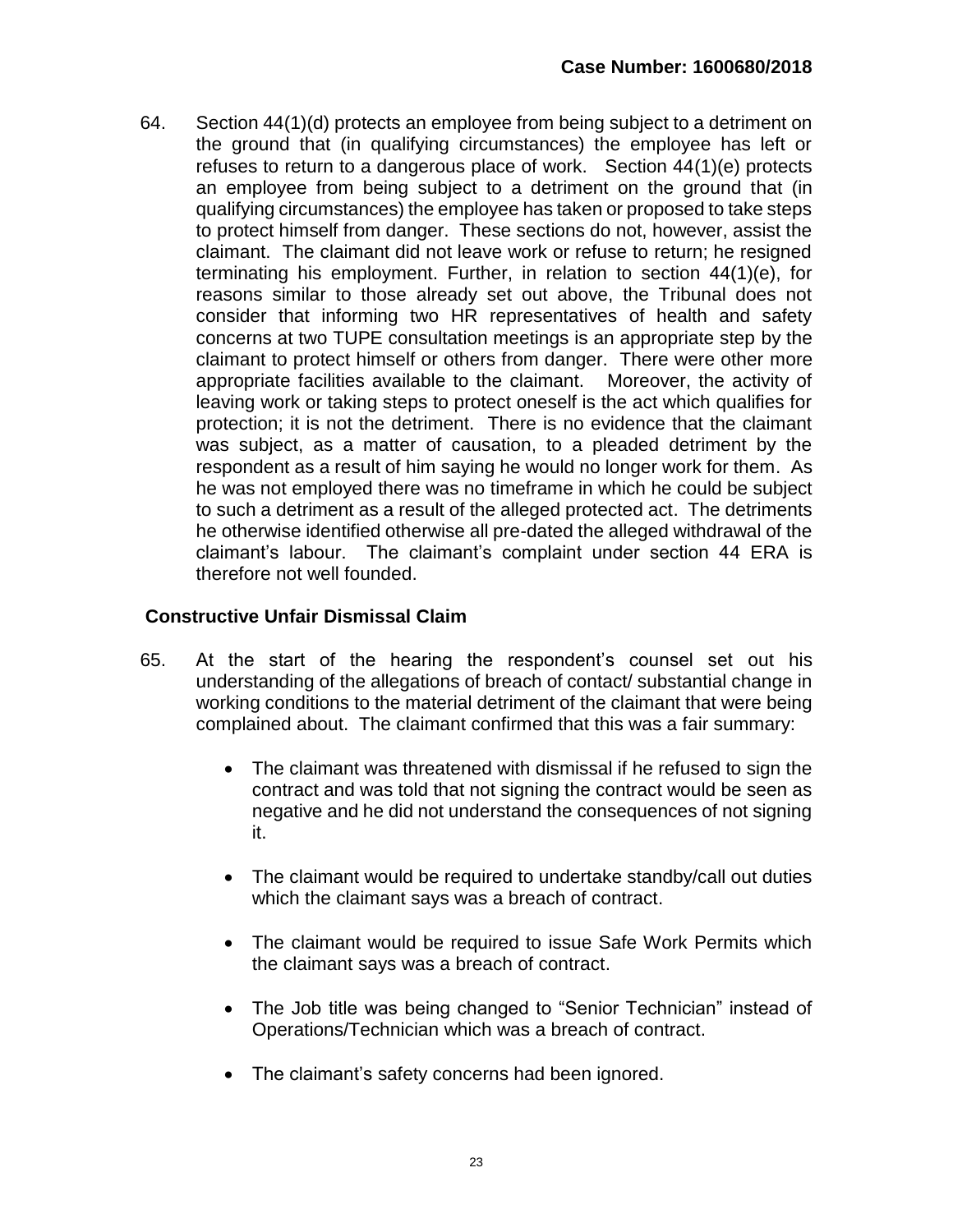64. Section 44(1)(d) protects an employee from being subject to a detriment on the ground that (in qualifying circumstances) the employee has left or refuses to return to a dangerous place of work. Section 44(1)(e) protects an employee from being subject to a detriment on the ground that (in qualifying circumstances) the employee has taken or proposed to take steps to protect himself from danger. These sections do not, however, assist the claimant. The claimant did not leave work or refuse to return; he resigned terminating his employment. Further, in relation to section 44(1)(e), for reasons similar to those already set out above, the Tribunal does not consider that informing two HR representatives of health and safety concerns at two TUPE consultation meetings is an appropriate step by the claimant to protect himself or others from danger. There were other more appropriate facilities available to the claimant. Moreover, the activity of leaving work or taking steps to protect oneself is the act which qualifies for protection; it is not the detriment. There is no evidence that the claimant was subject, as a matter of causation, to a pleaded detriment by the respondent as a result of him saying he would no longer work for them. As he was not employed there was no timeframe in which he could be subject to such a detriment as a result of the alleged protected act. The detriments he otherwise identified otherwise all pre-dated the alleged withdrawal of the claimant's labour. The claimant's complaint under section 44 ERA is therefore not well founded.

**Constructive Unfair Dismissal Claim**

65. At the start of the hearing the respondent's counsel set out his understanding of the allegations of breach of contact/ substantial change in working conditions to the material detriment of the claimant that were being complained about. The claimant confirmed that this was a fair summary:

    - The claimant was threatened with dismissal if he refused to sign the contract and was told that not signing the contract would be seen as negative and he did not understand the consequences of not signing it.

    - The claimant would be required to undertake standby/call out duties which the claimant says was a breach of contract.

    - The claimant would be required to issue Safe Work Permits which the claimant says was a breach of contract.

    - The Job title was being changed to "Senior Technician" instead of Operations/Technician which was a breach of contract.

    - The claimant's safety concerns had been ignored.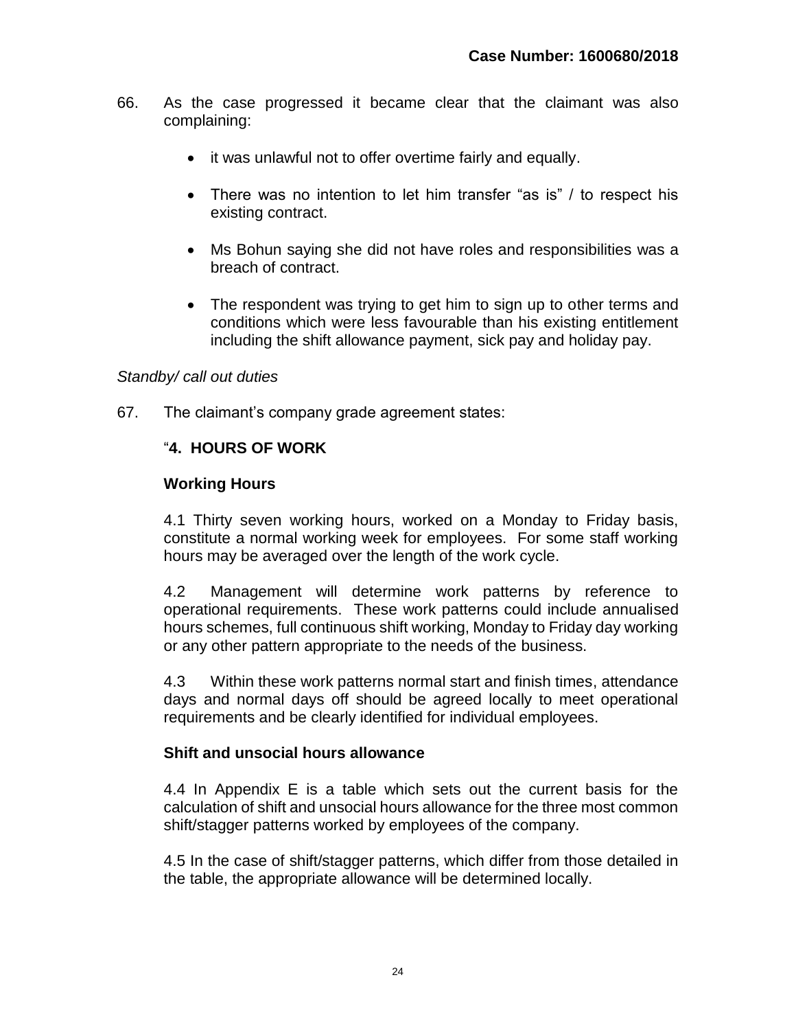66. As the case progressed it became clear that the claimant was also complaining:

    - it was unlawful not to offer overtime fairly and equally.

    - There was no intention to let him transfer "as is" / to respect his existing contract.

    - Ms Bohun saying she did not have roles and responsibilities was a breach of contract.

    - The respondent was trying to get him to sign up to other terms and conditions which were less favourable than his existing entitlement including the shift allowance payment, sick pay and holiday pay.

*Standby/ call out duties*

67. The claimant's company grade agreement states:

    "**4. HOURS OF WORK**

    **Working Hours**

    4.1 Thirty seven working hours, worked on a Monday to Friday basis, constitute a normal working week for employees. For some staff working hours may be averaged over the length of the work cycle.

    4.2 Management will determine work patterns by reference to operational requirements. These work patterns could include annualised hours schemes, full continuous shift working, Monday to Friday day working or any other pattern appropriate to the needs of the business.

    4.3 Within these work patterns normal start and finish times, attendance days and normal days off should be agreed locally to meet operational requirements and be clearly identified for individual employees.

    **Shift and unsocial hours allowance**

    4.4 In Appendix E is a table which sets out the current basis for the calculation of shift and unsocial hours allowance for the three most common shift/stagger patterns worked by employees of the company.

    4.5 In the case of shift/stagger patterns, which differ from those detailed in the table, the appropriate allowance will be determined locally.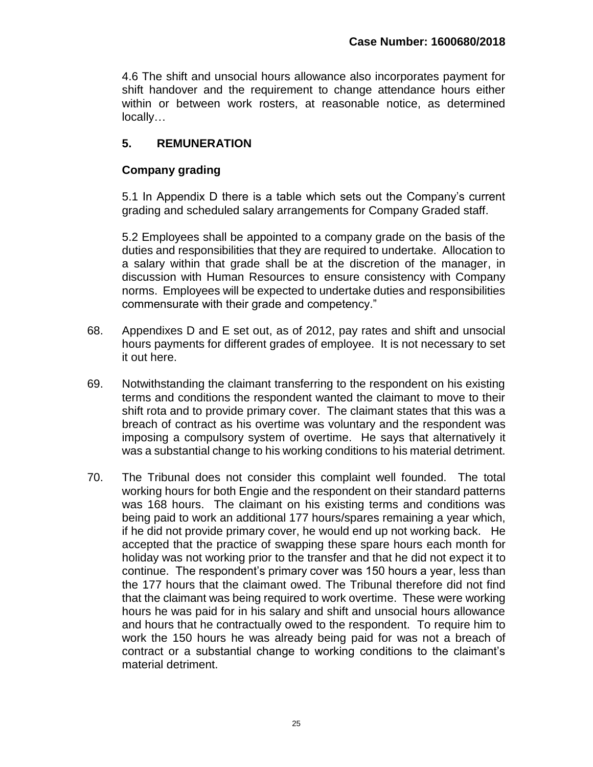4.6 The shift and unsocial hours allowance also incorporates payment for shift handover and the requirement to change attendance hours either within or between work rosters, at reasonable notice, as determined locally…

**5. REMUNERATION**

**Company grading**

5.1 In Appendix D there is a table which sets out the Company's current grading and scheduled salary arrangements for Company Graded staff.

5.2 Employees shall be appointed to a company grade on the basis of the duties and responsibilities that they are required to undertake. Allocation to a salary within that grade shall be at the discretion of the manager, in discussion with Human Resources to ensure consistency with Company norms. Employees will be expected to undertake duties and responsibilities commensurate with their grade and competency."

68. Appendixes D and E set out, as of 2012, pay rates and shift and unsocial hours payments for different grades of employee. It is not necessary to set it out here.

69. Notwithstanding the claimant transferring to the respondent on his existing terms and conditions the respondent wanted the claimant to move to their shift rota and to provide primary cover. The claimant states that this was a breach of contract as his overtime was voluntary and the respondent was imposing a compulsory system of overtime. He says that alternatively it was a substantial change to his working conditions to his material detriment.

70. The Tribunal does not consider this complaint well founded. The total working hours for both Engie and the respondent on their standard patterns was 168 hours. The claimant on his existing terms and conditions was being paid to work an additional 177 hours/spares remaining a year which, if he did not provide primary cover, he would end up not working back. He accepted that the practice of swapping these spare hours each month for holiday was not working prior to the transfer and that he did not expect it to continue. The respondent's primary cover was 150 hours a year, less than the 177 hours that the claimant owed. The Tribunal therefore did not find that the claimant was being required to work overtime. These were working hours he was paid for in his salary and shift and unsocial hours allowance and hours that he contractually owed to the respondent. To require him to work the 150 hours he was already being paid for was not a breach of contract or a substantial change to working conditions to the claimant's material detriment.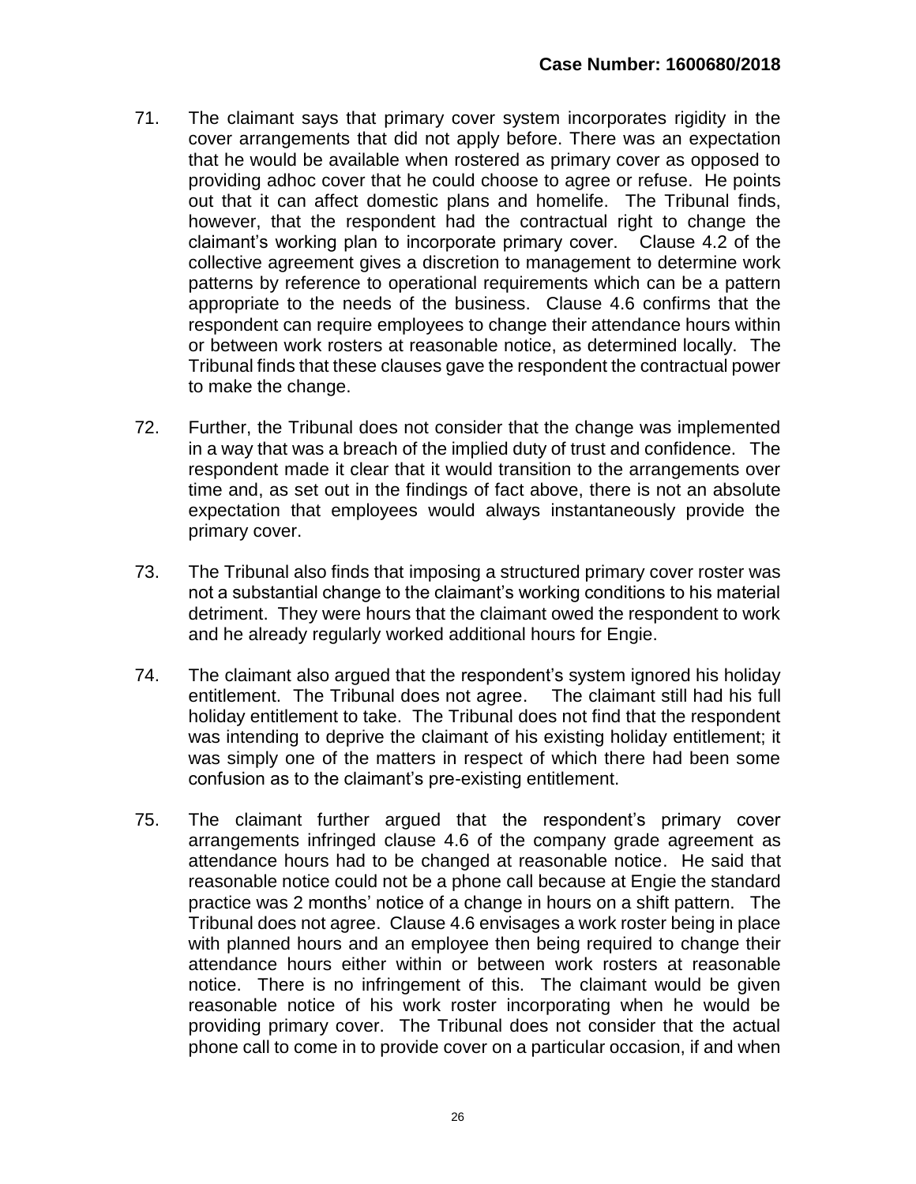71. The claimant says that primary cover system incorporates rigidity in the cover arrangements that did not apply before. There was an expectation that he would be available when rostered as primary cover as opposed to providing adhoc cover that he could choose to agree or refuse. He points out that it can affect domestic plans and homelife. The Tribunal finds, however, that the respondent had the contractual right to change the claimant's working plan to incorporate primary cover. Clause 4.2 of the collective agreement gives a discretion to management to determine work patterns by reference to operational requirements which can be a pattern appropriate to the needs of the business. Clause 4.6 confirms that the respondent can require employees to change their attendance hours within or between work rosters at reasonable notice, as determined locally. The Tribunal finds that these clauses gave the respondent the contractual power to make the change.

72. Further, the Tribunal does not consider that the change was implemented in a way that was a breach of the implied duty of trust and confidence. The respondent made it clear that it would transition to the arrangements over time and, as set out in the findings of fact above, there is not an absolute expectation that employees would always instantaneously provide the primary cover.

73. The Tribunal also finds that imposing a structured primary cover roster was not a substantial change to the claimant's working conditions to his material detriment. They were hours that the claimant owed the respondent to work and he already regularly worked additional hours for Engie.

74. The claimant also argued that the respondent's system ignored his holiday entitlement. The Tribunal does not agree. The claimant still had his full holiday entitlement to take. The Tribunal does not find that the respondent was intending to deprive the claimant of his existing holiday entitlement; it was simply one of the matters in respect of which there had been some confusion as to the claimant's pre-existing entitlement.

75. The claimant further argued that the respondent's primary cover arrangements infringed clause 4.6 of the company grade agreement as attendance hours had to be changed at reasonable notice. He said that reasonable notice could not be a phone call because at Engie the standard practice was 2 months' notice of a change in hours on a shift pattern. The Tribunal does not agree. Clause 4.6 envisages a work roster being in place with planned hours and an employee then being required to change their attendance hours either within or between work rosters at reasonable notice. There is no infringement of this. The claimant would be given reasonable notice of his work roster incorporating when he would be providing primary cover. The Tribunal does not consider that the actual phone call to come in to provide cover on a particular occasion, if and when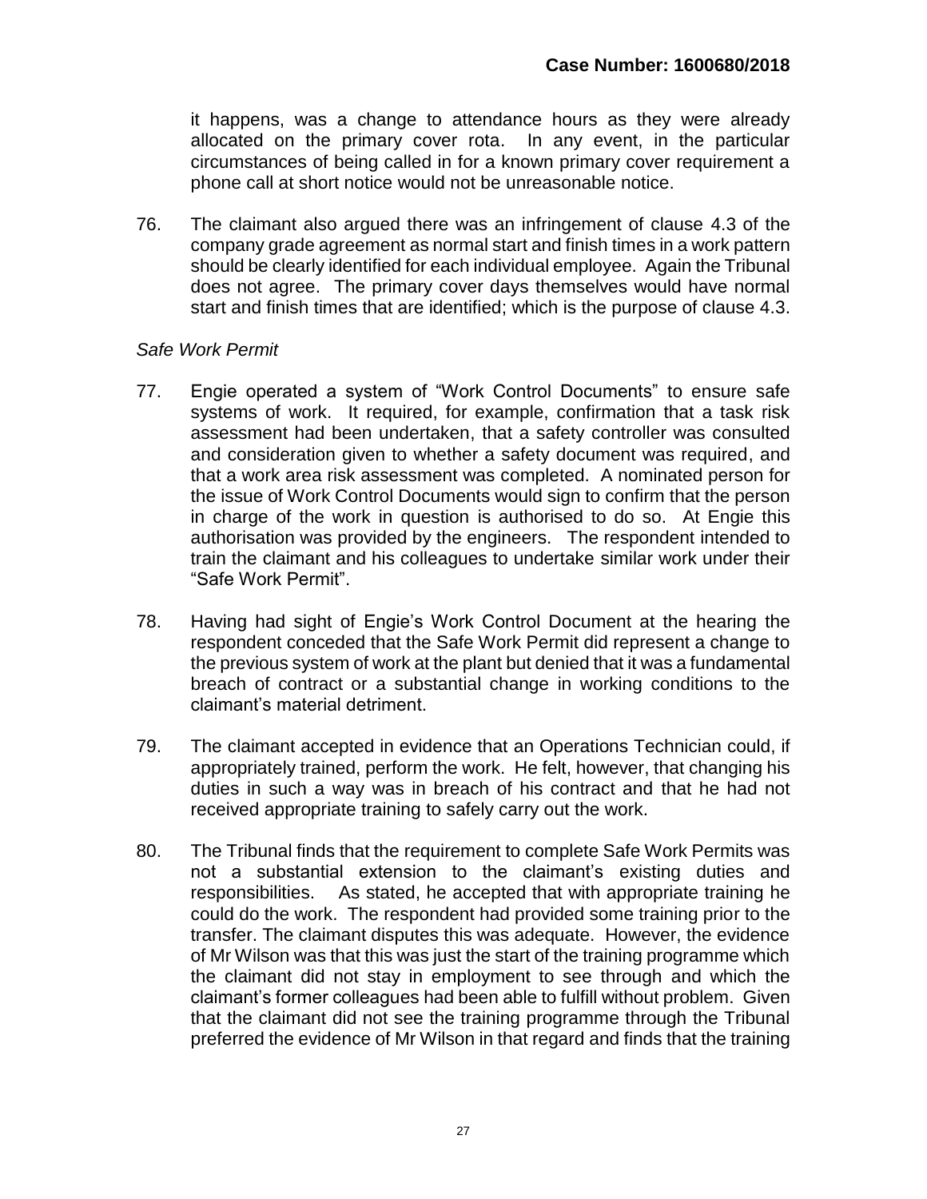it happens, was a change to attendance hours as they were already allocated on the primary cover rota. In any event, in the particular circumstances of being called in for a known primary cover requirement a phone call at short notice would not be unreasonable notice.

76. The claimant also argued there was an infringement of clause 4.3 of the company grade agreement as normal start and finish times in a work pattern should be clearly identified for each individual employee. Again the Tribunal does not agree. The primary cover days themselves would have normal start and finish times that are identified; which is the purpose of clause 4.3.

*Safe Work Permit*

77. Engie operated a system of "Work Control Documents" to ensure safe systems of work. It required, for example, confirmation that a task risk assessment had been undertaken, that a safety controller was consulted and consideration given to whether a safety document was required, and that a work area risk assessment was completed. A nominated person for the issue of Work Control Documents would sign to confirm that the person in charge of the work in question is authorised to do so. At Engie this authorisation was provided by the engineers. The respondent intended to train the claimant and his colleagues to undertake similar work under their "Safe Work Permit".

78. Having had sight of Engie's Work Control Document at the hearing the respondent conceded that the Safe Work Permit did represent a change to the previous system of work at the plant but denied that it was a fundamental breach of contract or a substantial change in working conditions to the claimant's material detriment.

79. The claimant accepted in evidence that an Operations Technician could, if appropriately trained, perform the work. He felt, however, that changing his duties in such a way was in breach of his contract and that he had not received appropriate training to safely carry out the work.

80. The Tribunal finds that the requirement to complete Safe Work Permits was not a substantial extension to the claimant's existing duties and responsibilities. As stated, he accepted that with appropriate training he could do the work. The respondent had provided some training prior to the transfer. The claimant disputes this was adequate. However, the evidence of Mr Wilson was that this was just the start of the training programme which the claimant did not stay in employment to see through and which the claimant's former colleagues had been able to fulfill without problem. Given that the claimant did not see the training programme through the Tribunal preferred the evidence of Mr Wilson in that regard and finds that the training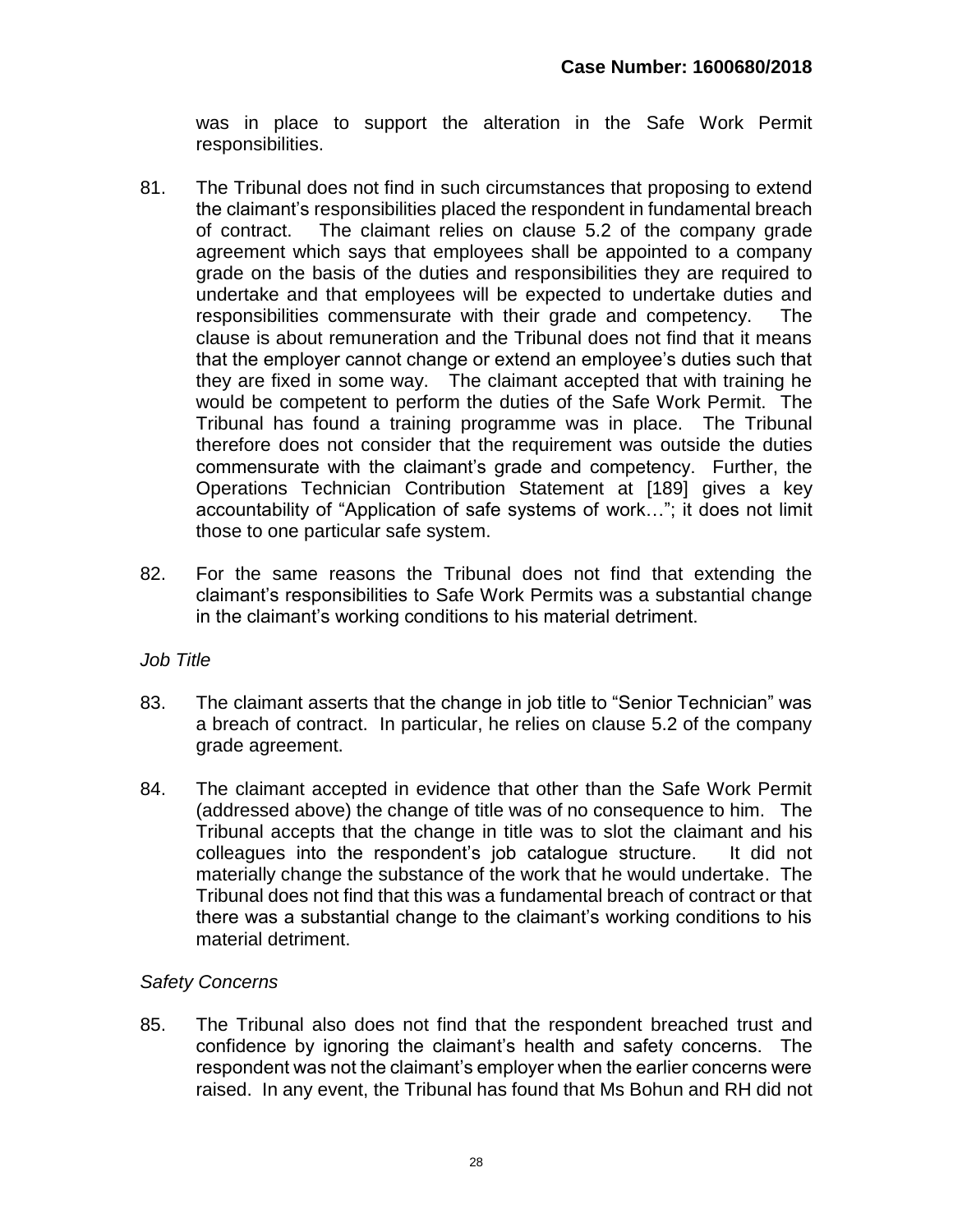was in place to support the alteration in the Safe Work Permit responsibilities.

81. The Tribunal does not find in such circumstances that proposing to extend the claimant's responsibilities placed the respondent in fundamental breach of contract. The claimant relies on clause 5.2 of the company grade agreement which says that employees shall be appointed to a company grade on the basis of the duties and responsibilities they are required to undertake and that employees will be expected to undertake duties and responsibilities commensurate with their grade and competency. The clause is about remuneration and the Tribunal does not find that it means that the employer cannot change or extend an employee's duties such that they are fixed in some way. The claimant accepted that with training he would be competent to perform the duties of the Safe Work Permit. The Tribunal has found a training programme was in place. The Tribunal therefore does not consider that the requirement was outside the duties commensurate with the claimant's grade and competency. Further, the Operations Technician Contribution Statement at [189] gives a key accountability of "Application of safe systems of work…"; it does not limit those to one particular safe system.

82. For the same reasons the Tribunal does not find that extending the claimant's responsibilities to Safe Work Permits was a substantial change in the claimant's working conditions to his material detriment.

*Job Title*

83. The claimant asserts that the change in job title to "Senior Technician" was a breach of contract. In particular, he relies on clause 5.2 of the company grade agreement.

84. The claimant accepted in evidence that other than the Safe Work Permit (addressed above) the change of title was of no consequence to him. The Tribunal accepts that the change in title was to slot the claimant and his colleagues into the respondent's job catalogue structure. It did not materially change the substance of the work that he would undertake. The Tribunal does not find that this was a fundamental breach of contract or that there was a substantial change to the claimant's working conditions to his material detriment.

*Safety Concerns*

85. The Tribunal also does not find that the respondent breached trust and confidence by ignoring the claimant's health and safety concerns. The respondent was not the claimant's employer when the earlier concerns were raised. In any event, the Tribunal has found that Ms Bohun and RH did not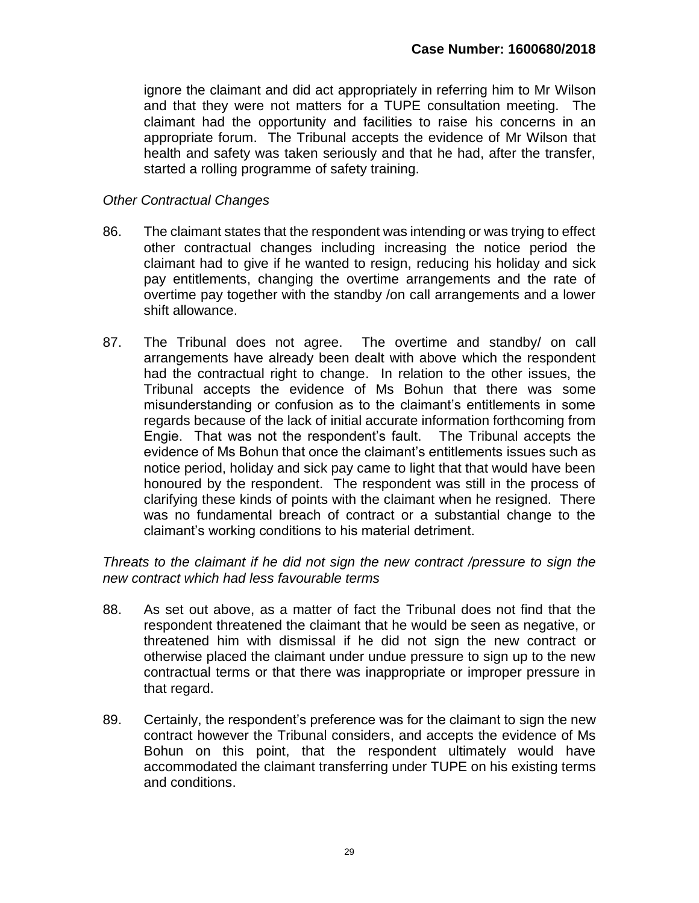ignore the claimant and did act appropriately in referring him to Mr Wilson and that they were not matters for a TUPE consultation meeting. The claimant had the opportunity and facilities to raise his concerns in an appropriate forum. The Tribunal accepts the evidence of Mr Wilson that health and safety was taken seriously and that he had, after the transfer, started a rolling programme of safety training.

*Other Contractual Changes*

86. The claimant states that the respondent was intending or was trying to effect other contractual changes including increasing the notice period the claimant had to give if he wanted to resign, reducing his holiday and sick pay entitlements, changing the overtime arrangements and the rate of overtime pay together with the standby /on call arrangements and a lower shift allowance.

87. The Tribunal does not agree. The overtime and standby/ on call arrangements have already been dealt with above which the respondent had the contractual right to change. In relation to the other issues, the Tribunal accepts the evidence of Ms Bohun that there was some misunderstanding or confusion as to the claimant's entitlements in some regards because of the lack of initial accurate information forthcoming from Engie. That was not the respondent's fault. The Tribunal accepts the evidence of Ms Bohun that once the claimant's entitlements issues such as notice period, holiday and sick pay came to light that that would have been honoured by the respondent. The respondent was still in the process of clarifying these kinds of points with the claimant when he resigned. There was no fundamental breach of contract or a substantial change to the claimant's working conditions to his material detriment.

*Threats to the claimant if he did not sign the new contract /pressure to sign the new contract which had less favourable terms*

88. As set out above, as a matter of fact the Tribunal does not find that the respondent threatened the claimant that he would be seen as negative, or threatened him with dismissal if he did not sign the new contract or otherwise placed the claimant under undue pressure to sign up to the new contractual terms or that there was inappropriate or improper pressure in that regard.

89. Certainly, the respondent's preference was for the claimant to sign the new contract however the Tribunal considers, and accepts the evidence of Ms Bohun on this point, that the respondent ultimately would have accommodated the claimant transferring under TUPE on his existing terms and conditions.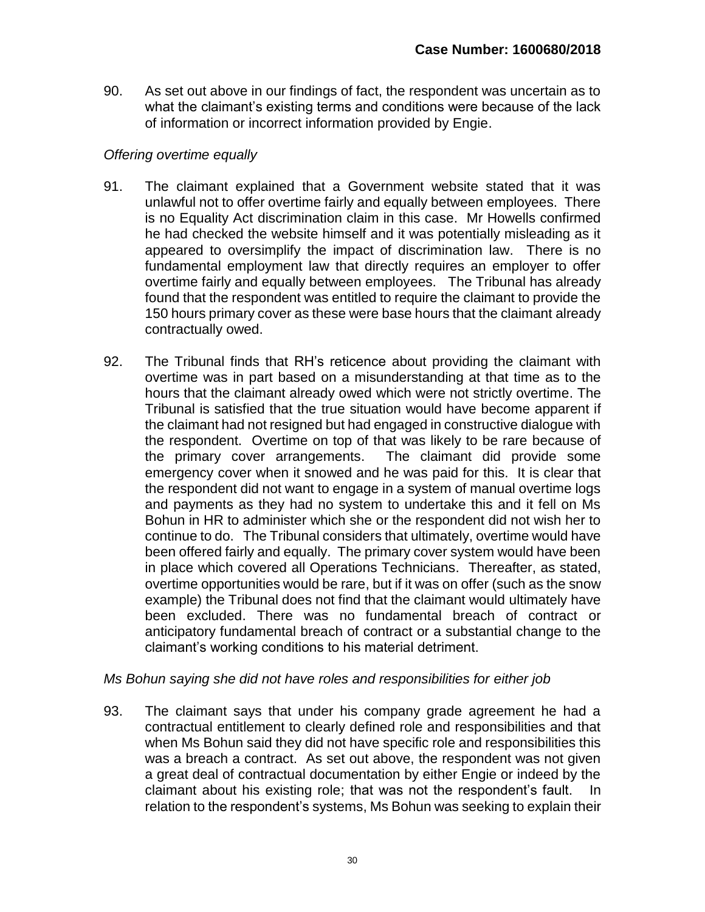90. As set out above in our findings of fact, the respondent was uncertain as to what the claimant's existing terms and conditions were because of the lack of information or incorrect information provided by Engie.

*Offering overtime equally*

91. The claimant explained that a Government website stated that it was unlawful not to offer overtime fairly and equally between employees. There is no Equality Act discrimination claim in this case. Mr Howells confirmed he had checked the website himself and it was potentially misleading as it appeared to oversimplify the impact of discrimination law. There is no fundamental employment law that directly requires an employer to offer overtime fairly and equally between employees. The Tribunal has already found that the respondent was entitled to require the claimant to provide the 150 hours primary cover as these were base hours that the claimant already contractually owed.

92. The Tribunal finds that RH's reticence about providing the claimant with overtime was in part based on a misunderstanding at that time as to the hours that the claimant already owed which were not strictly overtime. The Tribunal is satisfied that the true situation would have become apparent if the claimant had not resigned but had engaged in constructive dialogue with the respondent. Overtime on top of that was likely to be rare because of the primary cover arrangements. The claimant did provide some emergency cover when it snowed and he was paid for this. It is clear that the respondent did not want to engage in a system of manual overtime logs and payments as they had no system to undertake this and it fell on Ms Bohun in HR to administer which she or the respondent did not wish her to continue to do. The Tribunal considers that ultimately, overtime would have been offered fairly and equally. The primary cover system would have been in place which covered all Operations Technicians. Thereafter, as stated, overtime opportunities would be rare, but if it was on offer (such as the snow example) the Tribunal does not find that the claimant would ultimately have been excluded. There was no fundamental breach of contract or anticipatory fundamental breach of contract or a substantial change to the claimant's working conditions to his material detriment.

*Ms Bohun saying she did not have roles and responsibilities for either job*

93. The claimant says that under his company grade agreement he had a contractual entitlement to clearly defined role and responsibilities and that when Ms Bohun said they did not have specific role and responsibilities this was a breach a contract. As set out above, the respondent was not given a great deal of contractual documentation by either Engie or indeed by the claimant about his existing role; that was not the respondent's fault. In relation to the respondent's systems, Ms Bohun was seeking to explain their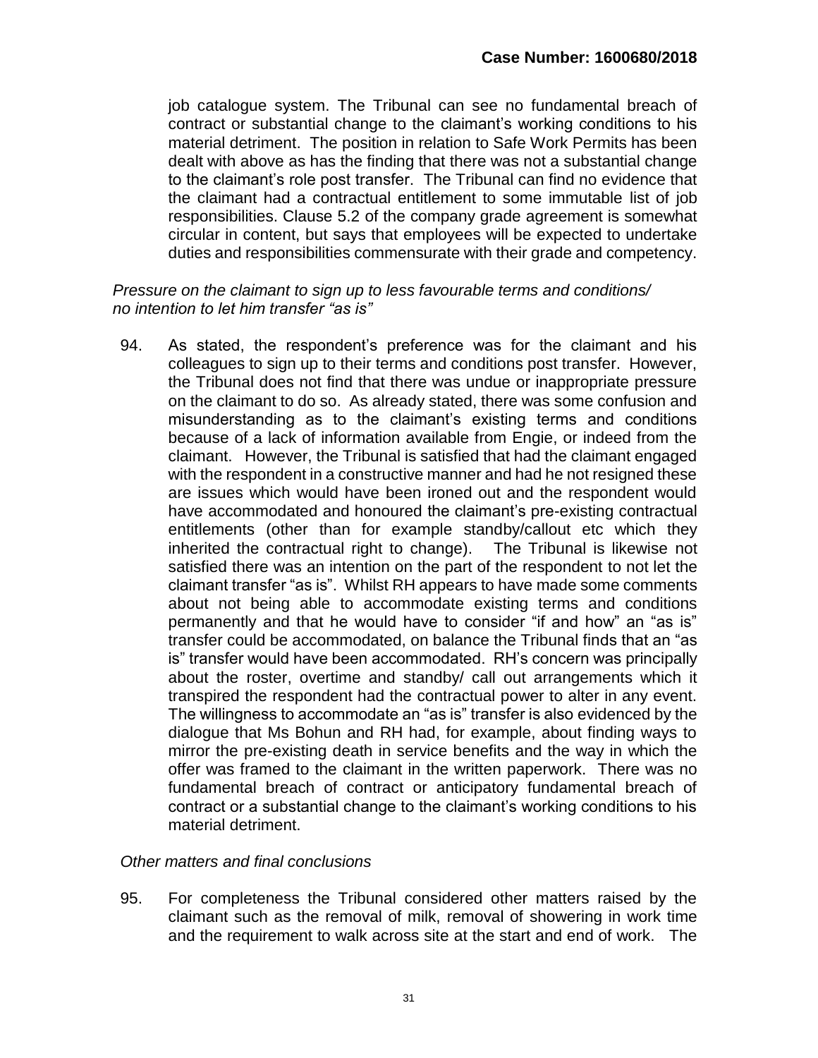job catalogue system. The Tribunal can see no fundamental breach of contract or substantial change to the claimant's working conditions to his material detriment. The position in relation to Safe Work Permits has been dealt with above as has the finding that there was not a substantial change to the claimant's role post transfer. The Tribunal can find no evidence that the claimant had a contractual entitlement to some immutable list of job responsibilities. Clause 5.2 of the company grade agreement is somewhat circular in content, but says that employees will be expected to undertake duties and responsibilities commensurate with their grade and competency.

*Pressure on the claimant to sign up to less favourable terms and conditions/ no intention to let him transfer "as is"*

94. As stated, the respondent's preference was for the claimant and his colleagues to sign up to their terms and conditions post transfer. However, the Tribunal does not find that there was undue or inappropriate pressure on the claimant to do so. As already stated, there was some confusion and misunderstanding as to the claimant's existing terms and conditions because of a lack of information available from Engie, or indeed from the claimant. However, the Tribunal is satisfied that had the claimant engaged with the respondent in a constructive manner and had he not resigned these are issues which would have been ironed out and the respondent would have accommodated and honoured the claimant's pre-existing contractual entitlements (other than for example standby/callout etc which they inherited the contractual right to change). The Tribunal is likewise not satisfied there was an intention on the part of the respondent to not let the claimant transfer "as is". Whilst RH appears to have made some comments about not being able to accommodate existing terms and conditions permanently and that he would have to consider "if and how" an "as is" transfer could be accommodated, on balance the Tribunal finds that an "as is" transfer would have been accommodated. RH's concern was principally about the roster, overtime and standby/ call out arrangements which it transpired the respondent had the contractual power to alter in any event. The willingness to accommodate an "as is" transfer is also evidenced by the dialogue that Ms Bohun and RH had, for example, about finding ways to mirror the pre-existing death in service benefits and the way in which the offer was framed to the claimant in the written paperwork. There was no fundamental breach of contract or anticipatory fundamental breach of contract or a substantial change to the claimant's working conditions to his material detriment.

*Other matters and final conclusions*

95. For completeness the Tribunal considered other matters raised by the claimant such as the removal of milk, removal of showering in work time and the requirement to walk across site at the start and end of work. The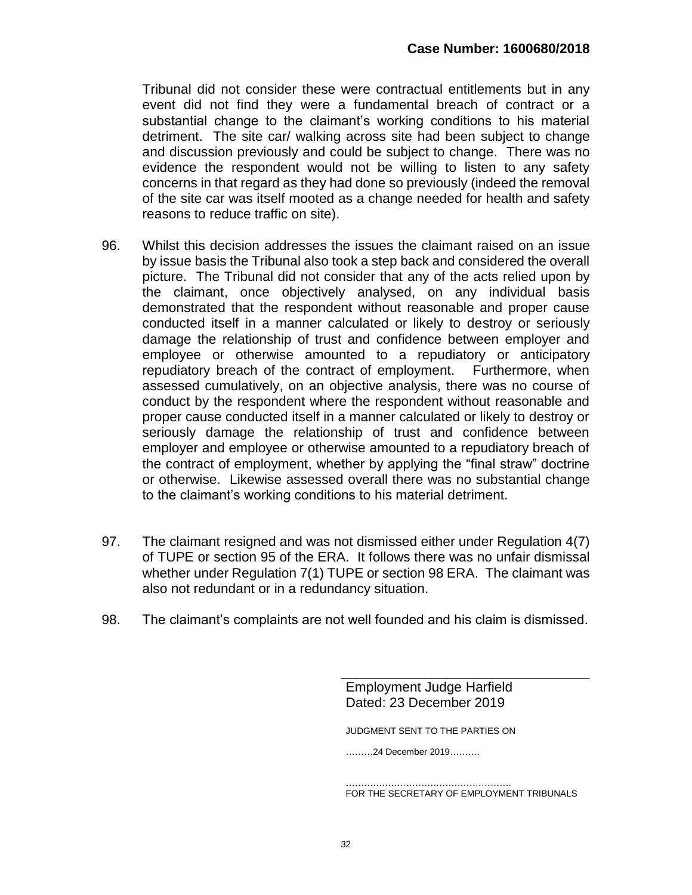Tribunal did not consider these were contractual entitlements but in any event did not find they were a fundamental breach of contract or a substantial change to the claimant's working conditions to his material detriment. The site car/ walking across site had been subject to change and discussion previously and could be subject to change. There was no evidence the respondent would not be willing to listen to any safety concerns in that regard as they had done so previously (indeed the removal of the site car was itself mooted as a change needed for health and safety reasons to reduce traffic on site).

96. Whilst this decision addresses the issues the claimant raised on an issue by issue basis the Tribunal also took a step back and considered the overall picture. The Tribunal did not consider that any of the acts relied upon by the claimant, once objectively analysed, on any individual basis demonstrated that the respondent without reasonable and proper cause conducted itself in a manner calculated or likely to destroy or seriously damage the relationship of trust and confidence between employer and employee or otherwise amounted to a repudiatory or anticipatory repudiatory breach of the contract of employment. Furthermore, when assessed cumulatively, on an objective analysis, there was no course of conduct by the respondent where the respondent without reasonable and proper cause conducted itself in a manner calculated or likely to destroy or seriously damage the relationship of trust and confidence between employer and employee or otherwise amounted to a repudiatory breach of the contract of employment, whether by applying the "final straw" doctrine or otherwise. Likewise assessed overall there was no substantial change to the claimant's working conditions to his material detriment.

97. The claimant resigned and was not dismissed either under Regulation 4(7) of TUPE or section 95 of the ERA. It follows there was no unfair dismissal whether under Regulation 7(1) TUPE or section 98 ERA. The claimant was also not redundant or in a redundancy situation.

98. The claimant's complaints are not well founded and his claim is dismissed.

\_\_\_\_\_\_\_\_\_\_\_\_\_\_\_\_\_\_\_\_\_\_\_\_\_\_\_\_\_\_\_\_\_\_

Employment Judge Harfield
Dated: 23 December 2019

JUDGMENT SENT TO THE PARTIES ON

………24 December 2019……….

……………………………………………….
FOR THE SECRETARY OF EMPLOYMENT TRIBUNALS